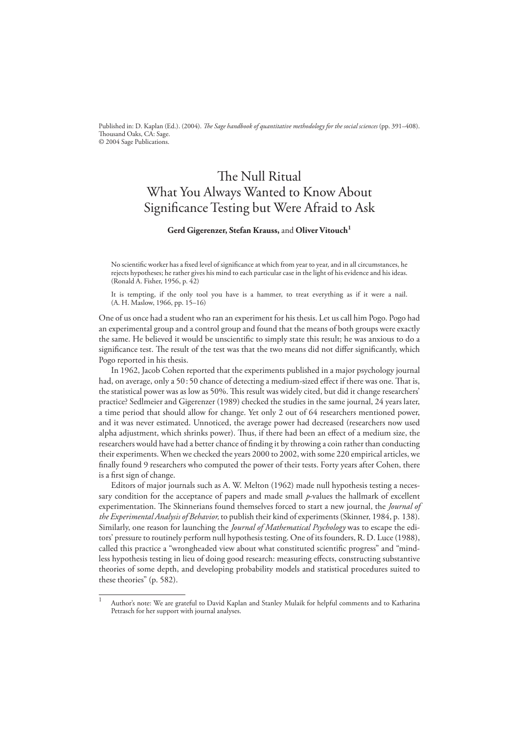Published in: D. Kaplan (Ed.). (2004). *The Sage handbook of quantitative methodology for the social sciences* (pp. 391–408). Thousand Oaks, CA: Sage.
© 2004 Sage Publications.

# The Null Ritual
# What You Always Wanted to Know About Significance Testing but Were Afraid to Ask

**Gerd Gigerenzer, Stefan Krauss,** and **Oliver Vitouch[1]**

> No scientific worker has a fixed level of significance at which from year to year, and in all circumstances, he rejects hypotheses; he rather gives his mind to each particular case in the light of his evidence and his ideas. (Ronald A. Fisher, 1956, p. 42)

> It is tempting, if the only tool you have is a hammer, to treat everything as if it were a nail. (A. H. Maslow, 1966, pp. 15–16)

One of us once had a student who ran an experiment for his thesis. Let us call him Pogo. Pogo had an experimental group and a control group and found that the means of both groups were exactly the same. He believed it would be unscientific to simply state this result; he was anxious to do a significance test. The result of the test was that the two means did not differ significantly, which Pogo reported in his thesis.

In 1962, Jacob Cohen reported that the experiments published in a major psychology journal had, on average, only a 50 : 50 chance of detecting a medium-sized effect if there was one. That is, the statistical power was as low as 50%. This result was widely cited, but did it change researchers' practice? Sedlmeier and Gigerenzer (1989) checked the studies in the same journal, 24 years later, a time period that should allow for change. Yet only 2 out of 64 researchers mentioned power, and it was never estimated. Unnoticed, the average power had decreased (researchers now used alpha adjustment, which shrinks power). Thus, if there had been an effect of a medium size, the researchers would have had a better chance of finding it by throwing a coin rather than conducting their experiments. When we checked the years 2000 to 2002, with some 220 empirical articles, we finally found 9 researchers who computed the power of their tests. Forty years after Cohen, there is a first sign of change.

Editors of major journals such as A. W. Melton (1962) made null hypothesis testing a necessary condition for the acceptance of papers and made small *p*-values the hallmark of excellent experimentation. The Skinnerians found themselves forced to start a new journal, the *Journal of the Experimental Analysis of Behavior,* to publish their kind of experiments (Skinner, 1984, p. 138). Similarly, one reason for launching the *Journal of Mathematical Psychology* was to escape the editors' pressure to routinely perform null hypothesis testing. One of its founders, R. D. Luce (1988), called this practice a "wrongheaded view about what constituted scientific progress" and "mindless hypothesis testing in lieu of doing good research: measuring effects, constructing substantive theories of some depth, and developing probability models and statistical procedures suited to these theories" (p. 582).

[1] Author's note: We are grateful to David Kaplan and Stanley Mulaik for helpful comments and to Katharina Petrasch for her support with journal analyses.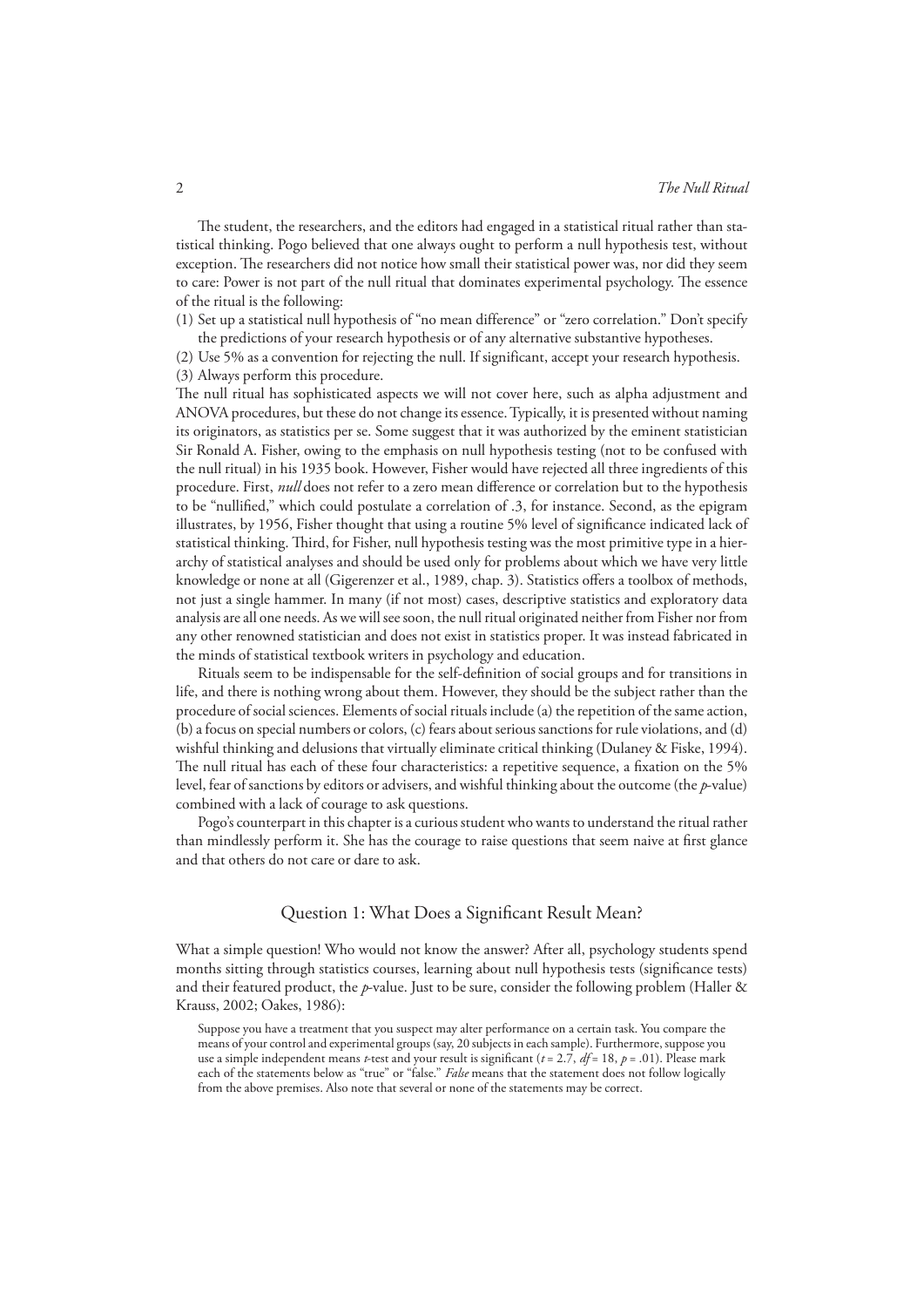The student, the researchers, and the editors had engaged in a statistical ritual rather than statistical thinking. Pogo believed that one always ought to perform a null hypothesis test, without exception. The researchers did not notice how small their statistical power was, nor did they seem to care: Power is not part of the null ritual that dominates experimental psychology. The essence of the ritual is the following:

(1) Set up a statistical null hypothesis of "no mean difference" or "zero correlation." Don't specify the predictions of your research hypothesis or of any alternative substantive hypotheses.

(2) Use 5% as a convention for rejecting the null. If significant, accept your research hypothesis.

(3) Always perform this procedure.

The null ritual has sophisticated aspects we will not cover here, such as alpha adjustment and ANOVA procedures, but these do not change its essence. Typically, it is presented without naming its originators, as statistics per se. Some suggest that it was authorized by the eminent statistician Sir Ronald A. Fisher, owing to the emphasis on null hypothesis testing (not to be confused with the null ritual) in his 1935 book. However, Fisher would have rejected all three ingredients of this procedure. First, *null* does not refer to a zero mean difference or correlation but to the hypothesis to be "nullified," which could postulate a correlation of .3, for instance. Second, as the epigram illustrates, by 1956, Fisher thought that using a routine 5% level of significance indicated lack of statistical thinking. Third, for Fisher, null hypothesis testing was the most primitive type in a hierarchy of statistical analyses and should be used only for problems about which we have very little knowledge or none at all (Gigerenzer et al., 1989, chap. 3). Statistics offers a toolbox of methods, not just a single hammer. In many (if not most) cases, descriptive statistics and exploratory data analysis are all one needs. As we will see soon, the null ritual originated neither from Fisher nor from any other renowned statistician and does not exist in statistics proper. It was instead fabricated in the minds of statistical textbook writers in psychology and education.

Rituals seem to be indispensable for the self-definition of social groups and for transitions in life, and there is nothing wrong about them. However, they should be the subject rather than the procedure of social sciences. Elements of social rituals include (a) the repetition of the same action, (b) a focus on special numbers or colors, (c) fears about serious sanctions for rule violations, and (d) wishful thinking and delusions that virtually eliminate critical thinking (Dulaney & Fiske, 1994). The null ritual has each of these four characteristics: a repetitive sequence, a fixation on the 5% level, fear of sanctions by editors or advisers, and wishful thinking about the outcome (the $p$-value) combined with a lack of courage to ask questions.

Pogo's counterpart in this chapter is a curious student who wants to understand the ritual rather than mindlessly perform it. She has the courage to raise questions that seem naive at first glance and that others do not care or dare to ask.

## Question 1: What Does a Significant Result Mean?

What a simple question! Who would not know the answer? After all, psychology students spend months sitting through statistics courses, learning about null hypothesis tests (significance tests) and their featured product, the $p$-value. Just to be sure, consider the following problem (Haller & Krauss, 2002; Oakes, 1986):

> Suppose you have a treatment that you suspect may alter performance on a certain task. You compare the means of your control and experimental groups (say, 20 subjects in each sample). Furthermore, suppose you use a simple independent means $t$-test and your result is significant ($t = 2.7$, $df = 18$, $p = .01$). Please mark each of the statements below as "true" or "false." *False* means that the statement does not follow logically from the above premises. Also note that several or none of the statements may be correct.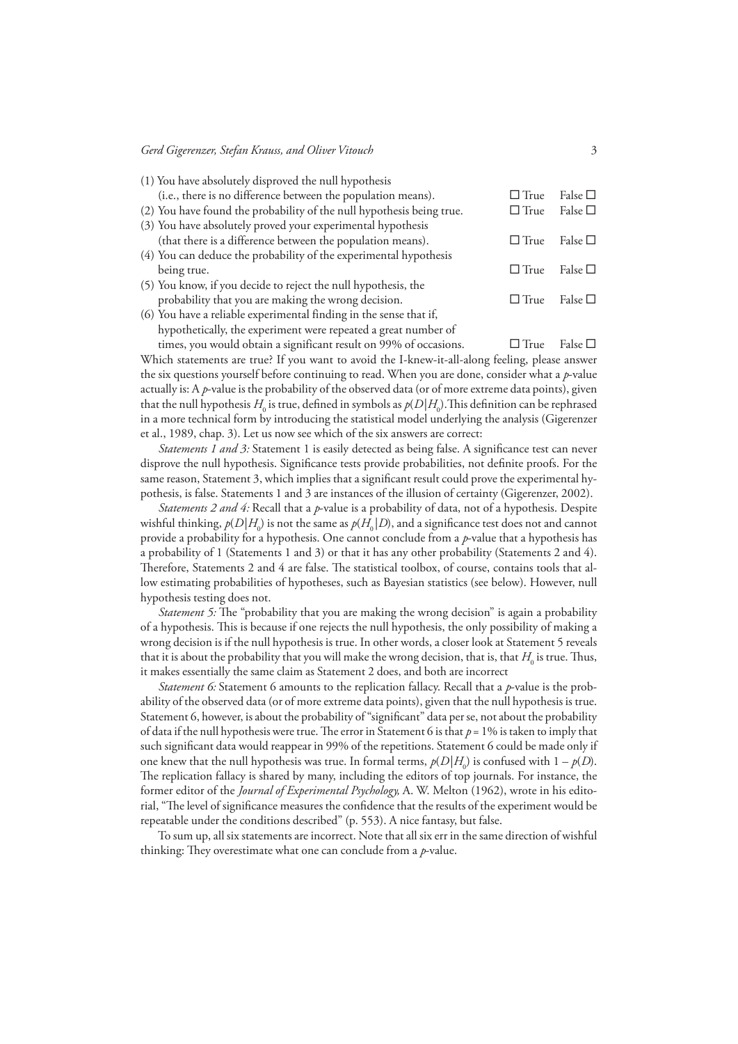(1) You have absolutely disproved the null hypothesis (i.e., there is no difference between the population means). ☐ True False ☐

(2) You have found the probability of the null hypothesis being true. ☐ True False ☐

(3) You have absolutely proved your experimental hypothesis (that there is a difference between the population means). ☐ True False ☐

(4) You can deduce the probability of the experimental hypothesis being true. ☐ True False ☐

(5) You know, if you decide to reject the null hypothesis, the probability that you are making the wrong decision. ☐ True False ☐

(6) You have a reliable experimental finding in the sense that if, hypothetically, the experiment were repeated a great number of times, you would obtain a significant result on 99% of occasions. ☐ True False ☐

Which statements are true? If you want to avoid the I-knew-it-all-along feeling, please answer the six questions yourself before continuing to read. When you are done, consider what a *p*-value actually is: A *p*-value is the probability of the observed data (or of more extreme data points), given that the null hypothesis $H_0$ is true, defined in symbols as $p(D|H_0)$. This definition can be rephrased in a more technical form by introducing the statistical model underlying the analysis (Gigerenzer et al., 1989, chap. 3). Let us now see which of the six answers are correct:

*Statements 1 and 3:* Statement 1 is easily detected as being false. A significance test can never disprove the null hypothesis. Significance tests provide probabilities, not definite proofs. For the same reason, Statement 3, which implies that a significant result could prove the experimental hypothesis, is false. Statements 1 and 3 are instances of the illusion of certainty (Gigerenzer, 2002).

*Statements 2 and 4:* Recall that a *p*-value is a probability of data, not of a hypothesis. Despite wishful thinking, $p(D|H_0)$ is not the same as $p(H_0|D)$, and a significance test does not and cannot provide a probability for a hypothesis. One cannot conclude from a *p*-value that a hypothesis has a probability of 1 (Statements 1 and 3) or that it has any other probability (Statements 2 and 4). Therefore, Statements 2 and 4 are false. The statistical toolbox, of course, contains tools that allow estimating probabilities of hypotheses, such as Bayesian statistics (see below). However, null hypothesis testing does not.

*Statement 5:* The "probability that you are making the wrong decision" is again a probability of a hypothesis. This is because if one rejects the null hypothesis, the only possibility of making a wrong decision is if the null hypothesis is true. In other words, a closer look at Statement 5 reveals that it is about the probability that you will make the wrong decision, that is, that $H_0$ is true. Thus, it makes essentially the same claim as Statement 2 does, and both are incorrect

*Statement 6:* Statement 6 amounts to the replication fallacy. Recall that a *p*-value is the probability of the observed data (or of more extreme data points), given that the null hypothesis is true. Statement 6, however, is about the probability of "significant" data per se, not about the probability of data if the null hypothesis were true. The error in Statement 6 is that $p = 1\%$ is taken to imply that such significant data would reappear in 99% of the repetitions. Statement 6 could be made only if one knew that the null hypothesis was true. In formal terms, $p(D|H_0)$ is confused with $1 - p(D)$. The replication fallacy is shared by many, including the editors of top journals. For instance, the former editor of the *Journal of Experimental Psychology,* A. W. Melton (1962), wrote in his editorial, "The level of significance measures the confidence that the results of the experiment would be repeatable under the conditions described" (p. 553). A nice fantasy, but false.

To sum up, all six statements are incorrect. Note that all six err in the same direction of wishful thinking: They overestimate what one can conclude from a *p*-value.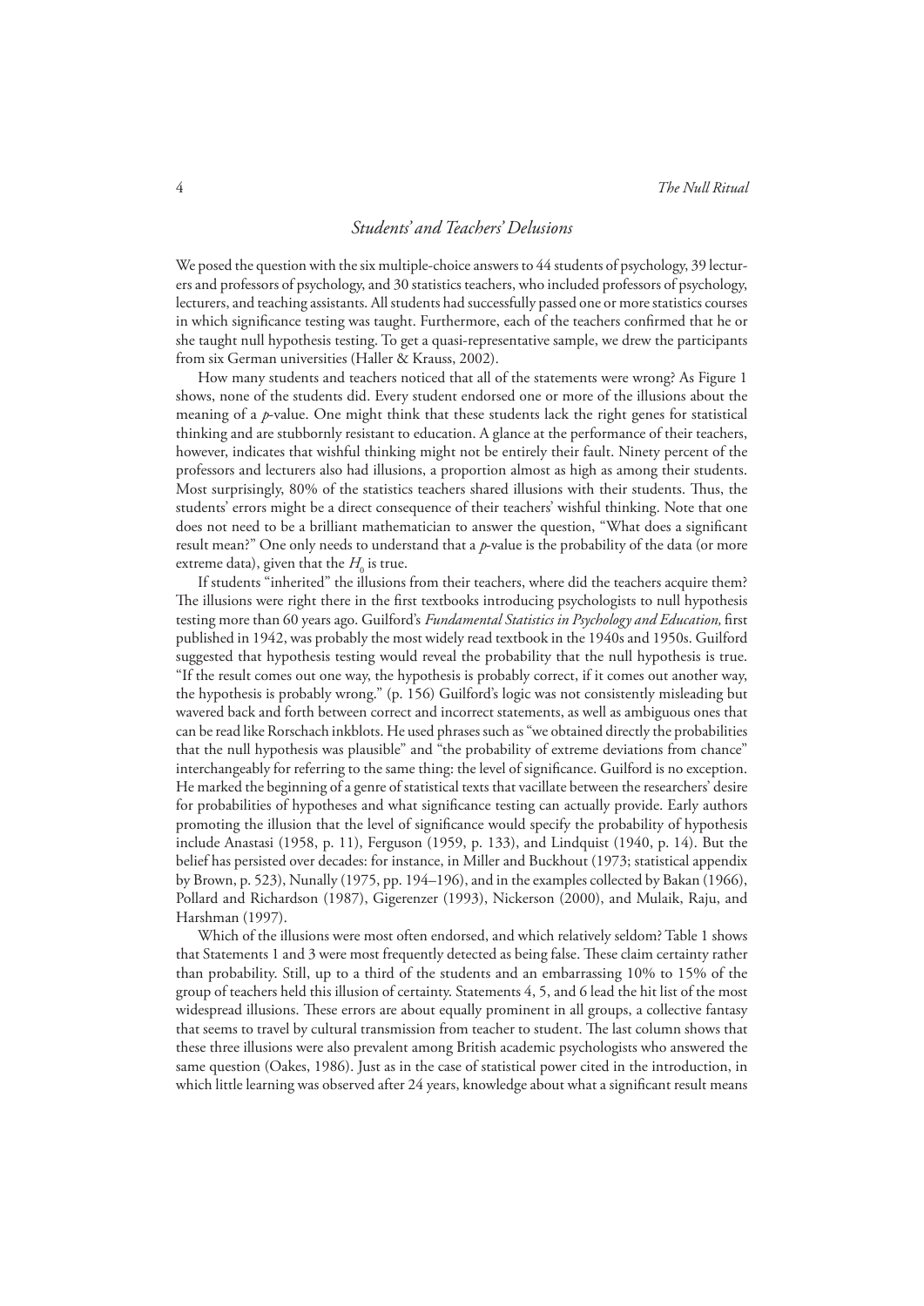## *Students' and Teachers' Delusions*

We posed the question with the six multiple-choice answers to 44 students of psychology, 39 lecturers and professors of psychology, and 30 statistics teachers, who included professors of psychology, lecturers, and teaching assistants. All students had successfully passed one or more statistics courses in which significance testing was taught. Furthermore, each of the teachers confirmed that he or she taught null hypothesis testing. To get a quasi-representative sample, we drew the participants from six German universities (Haller & Krauss, 2002).

How many students and teachers noticed that all of the statements were wrong? As Figure 1 shows, none of the students did. Every student endorsed one or more of the illusions about the meaning of a *p*-value. One might think that these students lack the right genes for statistical thinking and are stubbornly resistant to education. A glance at the performance of their teachers, however, indicates that wishful thinking might not be entirely their fault. Ninety percent of the professors and lecturers also had illusions, a proportion almost as high as among their students. Most surprisingly, 80% of the statistics teachers shared illusions with their students. Thus, the students' errors might be a direct consequence of their teachers' wishful thinking. Note that one does not need to be a brilliant mathematician to answer the question, "What does a significant result mean?" One only needs to understand that a *p*-value is the probability of the data (or more extreme data), given that the $H_0$ is true.

If students "inherited" the illusions from their teachers, where did the teachers acquire them? The illusions were right there in the first textbooks introducing psychologists to null hypothesis testing more than 60 years ago. Guilford's *Fundamental Statistics in Psychology and Education,* first published in 1942, was probably the most widely read textbook in the 1940s and 1950s. Guilford suggested that hypothesis testing would reveal the probability that the null hypothesis is true. "If the result comes out one way, the hypothesis is probably correct, if it comes out another way, the hypothesis is probably wrong." (p. 156) Guilford's logic was not consistently misleading but wavered back and forth between correct and incorrect statements, as well as ambiguous ones that can be read like Rorschach inkblots. He used phrases such as "we obtained directly the probabilities that the null hypothesis was plausible" and "the probability of extreme deviations from chance" interchangeably for referring to the same thing: the level of significance. Guilford is no exception. He marked the beginning of a genre of statistical texts that vacillate between the researchers' desire for probabilities of hypotheses and what significance testing can actually provide. Early authors promoting the illusion that the level of significance would specify the probability of hypothesis include Anastasi (1958, p. 11), Ferguson (1959, p. 133), and Lindquist (1940, p. 14). But the belief has persisted over decades: for instance, in Miller and Buckhout (1973; statistical appendix by Brown, p. 523), Nunally (1975, pp. 194–196), and in the examples collected by Bakan (1966), Pollard and Richardson (1987), Gigerenzer (1993), Nickerson (2000), and Mulaik, Raju, and Harshman (1997).

Which of the illusions were most often endorsed, and which relatively seldom? Table 1 shows that Statements 1 and 3 were most frequently detected as being false. These claim certainty rather than probability. Still, up to a third of the students and an embarrassing 10% to 15% of the group of teachers held this illusion of certainty. Statements 4, 5, and 6 lead the hit list of the most widespread illusions. These errors are about equally prominent in all groups, a collective fantasy that seems to travel by cultural transmission from teacher to student. The last column shows that these three illusions were also prevalent among British academic psychologists who answered the same question (Oakes, 1986). Just as in the case of statistical power cited in the introduction, in which little learning was observed after 24 years, knowledge about what a significant result means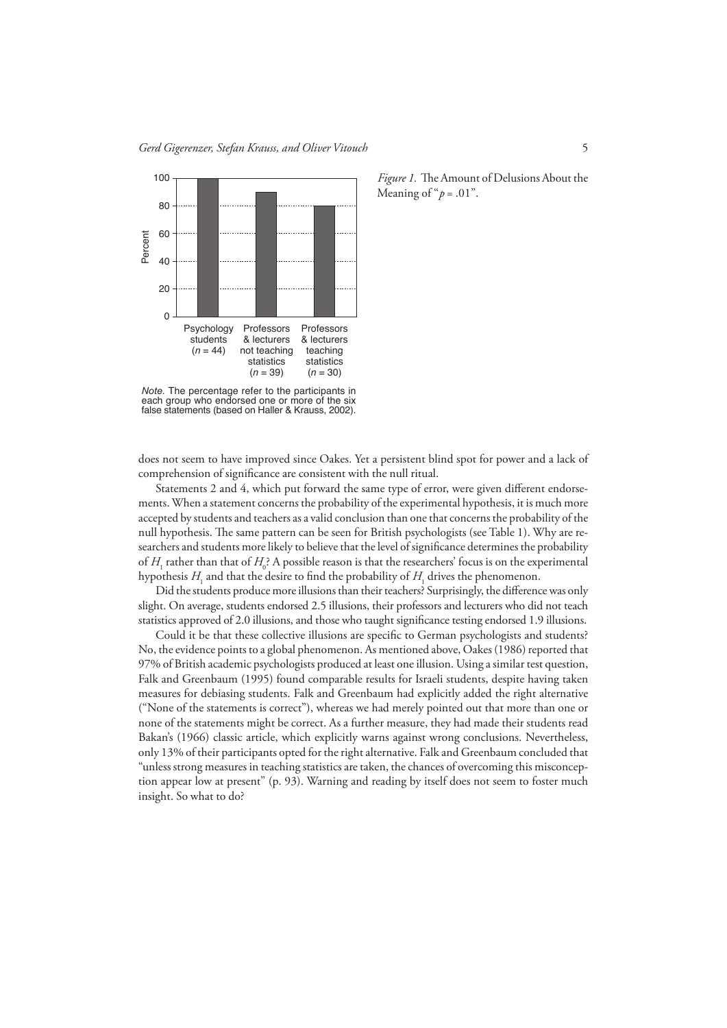*Figure 1.* The Amount of Delusions About the Meaning of "$p = .01$".

*Note.* The percentage refer to the participants in each group who endorsed one or more of the six false statements (based on Haller & Krauss, 2002).

does not seem to have improved since Oakes. Yet a persistent blind spot for power and a lack of comprehension of significance are consistent with the null ritual.

Statements 2 and 4, which put forward the same type of error, were given different endorsements. When a statement concerns the probability of the experimental hypothesis, it is much more accepted by students and teachers as a valid conclusion than one that concerns the probability of the null hypothesis. The same pattern can be seen for British psychologists (see Table 1). Why are researchers and students more likely to believe that the level of significance determines the probability of $H_1$ rather than that of $H_0$? A possible reason is that the researchers' focus is on the experimental hypothesis $H_1$ and that the desire to find the probability of $H_1$ drives the phenomenon.

Did the students produce more illusions than their teachers? Surprisingly, the difference was only slight. On average, students endorsed 2.5 illusions, their professors and lecturers who did not teach statistics approved of 2.0 illusions, and those who taught significance testing endorsed 1.9 illusions.

Could it be that these collective illusions are specific to German psychologists and students? No, the evidence points to a global phenomenon. As mentioned above, Oakes (1986) reported that 97% of British academic psychologists produced at least one illusion. Using a similar test question, Falk and Greenbaum (1995) found comparable results for Israeli students, despite having taken measures for debiasing students. Falk and Greenbaum had explicitly added the right alternative ("None of the statements is correct"), whereas we had merely pointed out that more than one or none of the statements might be correct. As a further measure, they had made their students read Bakan's (1966) classic article, which explicitly warns against wrong conclusions. Nevertheless, only 13% of their participants opted for the right alternative. Falk and Greenbaum concluded that "unless strong measures in teaching statistics are taken, the chances of overcoming this misconception appear low at present" (p. 93). Warning and reading by itself does not seem to foster much insight. So what to do?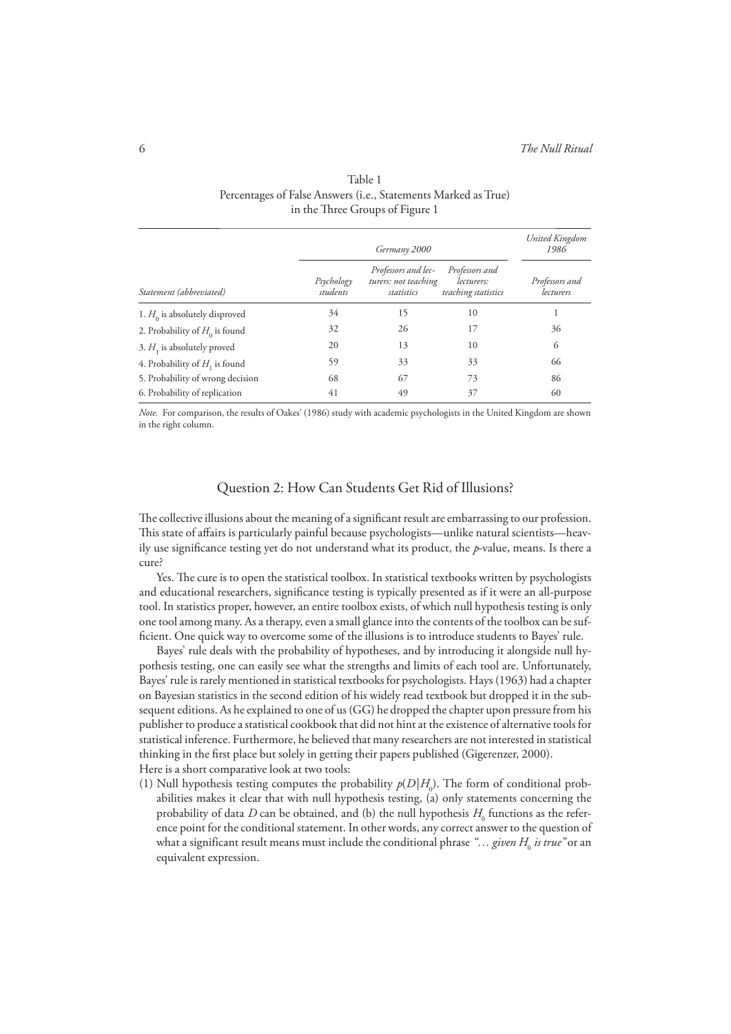Table 1
Percentages of False Answers (i.e., Statements Marked as True) in the Three Groups of Figure 1

| | Germany 2000 | | | United Kingdom 1986 |
|---|---|---|---|---|
| *Statement (abbreviated)* | *Psychology students* | *Professors and lecturers: not teaching statistics* | *Professors and lecturers: teaching statistics* | *Professors and lecturers* |
| 1. $H_0$ is absolutely disproved | 34 | 15 | 10 | 1 |
| 2. Probability of $H_0$ is found | 32 | 26 | 17 | 36 |
| 3. $H_1$ is absolutely proved | 20 | 13 | 10 | 6 |
| 4. Probability of $H_1$ is found | 59 | 33 | 33 | 66 |
| 5. Probability of wrong decision | 68 | 67 | 73 | 86 |
| 6. Probability of replication | 41 | 49 | 37 | 60 |

*Note.* For comparison, the results of Oakes' (1986) study with academic psychologists in the United Kingdom are shown in the right column.

## Question 2: How Can Students Get Rid of Illusions?

The collective illusions about the meaning of a significant result are embarrassing to our profession. This state of affairs is particularly painful because psychologists—unlike natural scientists—heavily use significance testing yet do not understand what its product, the *p*-value, means. Is there a cure?

Yes. The cure is to open the statistical toolbox. In statistical textbooks written by psychologists and educational researchers, significance testing is typically presented as if it were an all-purpose tool. In statistics proper, however, an entire toolbox exists, of which null hypothesis testing is only one tool among many. As a therapy, even a small glance into the contents of the toolbox can be sufficient. One quick way to overcome some of the illusions is to introduce students to Bayes' rule.

Bayes' rule deals with the probability of hypotheses, and by introducing it alongside null hypothesis testing, one can easily see what the strengths and limits of each tool are. Unfortunately, Bayes' rule is rarely mentioned in statistical textbooks for psychologists. Hays (1963) had a chapter on Bayesian statistics in the second edition of his widely read textbook but dropped it in the subsequent editions. As he explained to one of us (GG) he dropped the chapter upon pressure from his publisher to produce a statistical cookbook that did not hint at the existence of alternative tools for statistical inference. Furthermore, he believed that many researchers are not interested in statistical thinking in the first place but solely in getting their papers published (Gigerenzer, 2000).

Here is a short comparative look at two tools:

(1) Null hypothesis testing computes the probability $p(D|H_0)$. The form of conditional probabilities makes it clear that with null hypothesis testing, (a) only statements concerning the probability of data $D$ can be obtained, and (b) the null hypothesis $H_0$ functions as the reference point for the conditional statement. In other words, any correct answer to the question of what a significant result means must include the conditional phrase *"… given $H_0$ is true"* or an equivalent expression.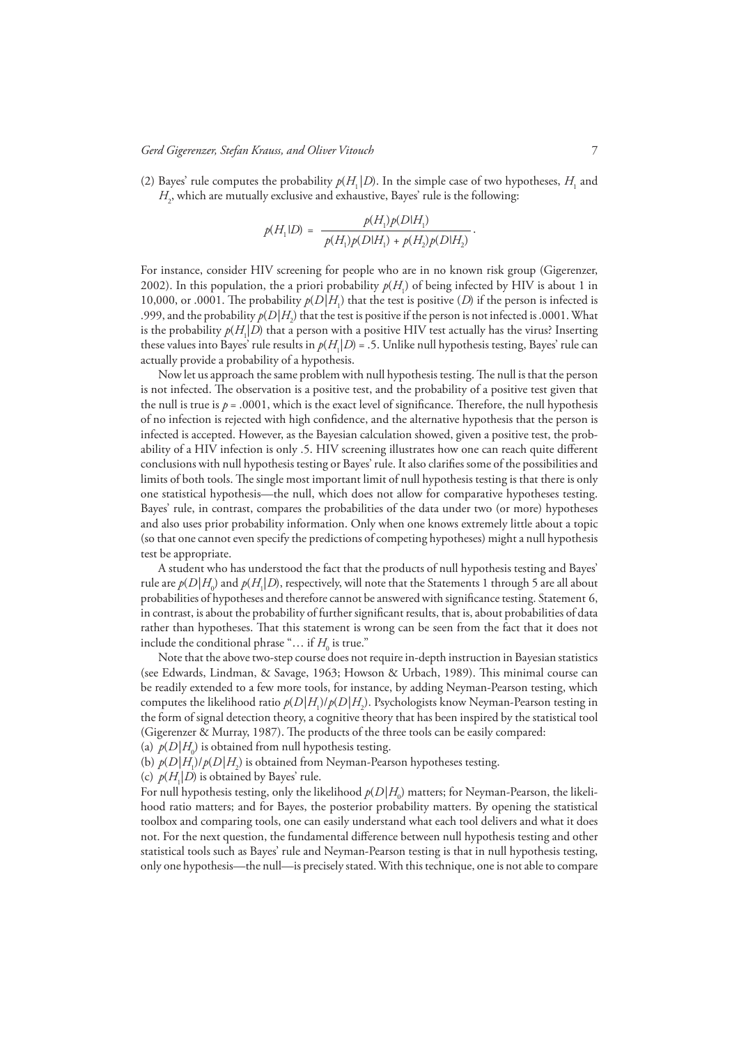(2) Bayes' rule computes the probability $p(H_1|D)$. In the simple case of two hypotheses, $H_1$ and $H_2$, which are mutually exclusive and exhaustive, Bayes' rule is the following:

$$p(H_1|D) = \frac{p(H_1)p(D|H_1)}{p(H_1)p(D|H_1) + p(H_2)p(D|H_2)}.$$

For instance, consider HIV screening for people who are in no known risk group (Gigerenzer, 2002). In this population, the a priori probability $p(H_1)$ of being infected by HIV is about 1 in 10,000, or .0001. The probability $p(D|H_1)$ that the test is positive ($D$) if the person is infected is .999, and the probability $p(D|H_2)$ that the test is positive if the person is not infected is .0001. What is the probability $p(H_1|D)$ that a person with a positive HIV test actually has the virus? Inserting these values into Bayes' rule results in $p(H_1|D) = .5$. Unlike null hypothesis testing, Bayes' rule can actually provide a probability of a hypothesis.

Now let us approach the same problem with null hypothesis testing. The null is that the person is not infected. The observation is a positive test, and the probability of a positive test given that the null is true is $p = .0001$, which is the exact level of significance. Therefore, the null hypothesis of no infection is rejected with high confidence, and the alternative hypothesis that the person is infected is accepted. However, as the Bayesian calculation showed, given a positive test, the probability of a HIV infection is only .5. HIV screening illustrates how one can reach quite different conclusions with null hypothesis testing or Bayes' rule. It also clarifies some of the possibilities and limits of both tools. The single most important limit of null hypothesis testing is that there is only one statistical hypothesis—the null, which does not allow for comparative hypotheses testing. Bayes' rule, in contrast, compares the probabilities of the data under two (or more) hypotheses and also uses prior probability information. Only when one knows extremely little about a topic (so that one cannot even specify the predictions of competing hypotheses) might a null hypothesis test be appropriate.

A student who has understood the fact that the products of null hypothesis testing and Bayes' rule are $p(D|H_0)$ and $p(H_1|D)$, respectively, will note that the Statements 1 through 5 are all about probabilities of hypotheses and therefore cannot be answered with significance testing. Statement 6, in contrast, is about the probability of further significant results, that is, about probabilities of data rather than hypotheses. That this statement is wrong can be seen from the fact that it does not include the conditional phrase "… if $H_0$ is true."

Note that the above two-step course does not require in-depth instruction in Bayesian statistics (see Edwards, Lindman, & Savage, 1963; Howson & Urbach, 1989). This minimal course can be readily extended to a few more tools, for instance, by adding Neyman-Pearson testing, which computes the likelihood ratio $p(D|H_1)/p(D|H_2)$. Psychologists know Neyman-Pearson testing in the form of signal detection theory, a cognitive theory that has been inspired by the statistical tool (Gigerenzer & Murray, 1987). The products of the three tools can be easily compared:

(a) $p(D|H_0)$ is obtained from null hypothesis testing.
(b) $p(D|H_1)/p(D|H_2)$ is obtained from Neyman-Pearson hypotheses testing.
(c) $p(H_1|D)$ is obtained by Bayes' rule.

For null hypothesis testing, only the likelihood $p(D|H_0)$ matters; for Neyman-Pearson, the likelihood ratio matters; and for Bayes, the posterior probability matters. By opening the statistical toolbox and comparing tools, one can easily understand what each tool delivers and what it does not. For the next question, the fundamental difference between null hypothesis testing and other statistical tools such as Bayes' rule and Neyman-Pearson testing is that in null hypothesis testing, only one hypothesis—the null—is precisely stated. With this technique, one is not able to compare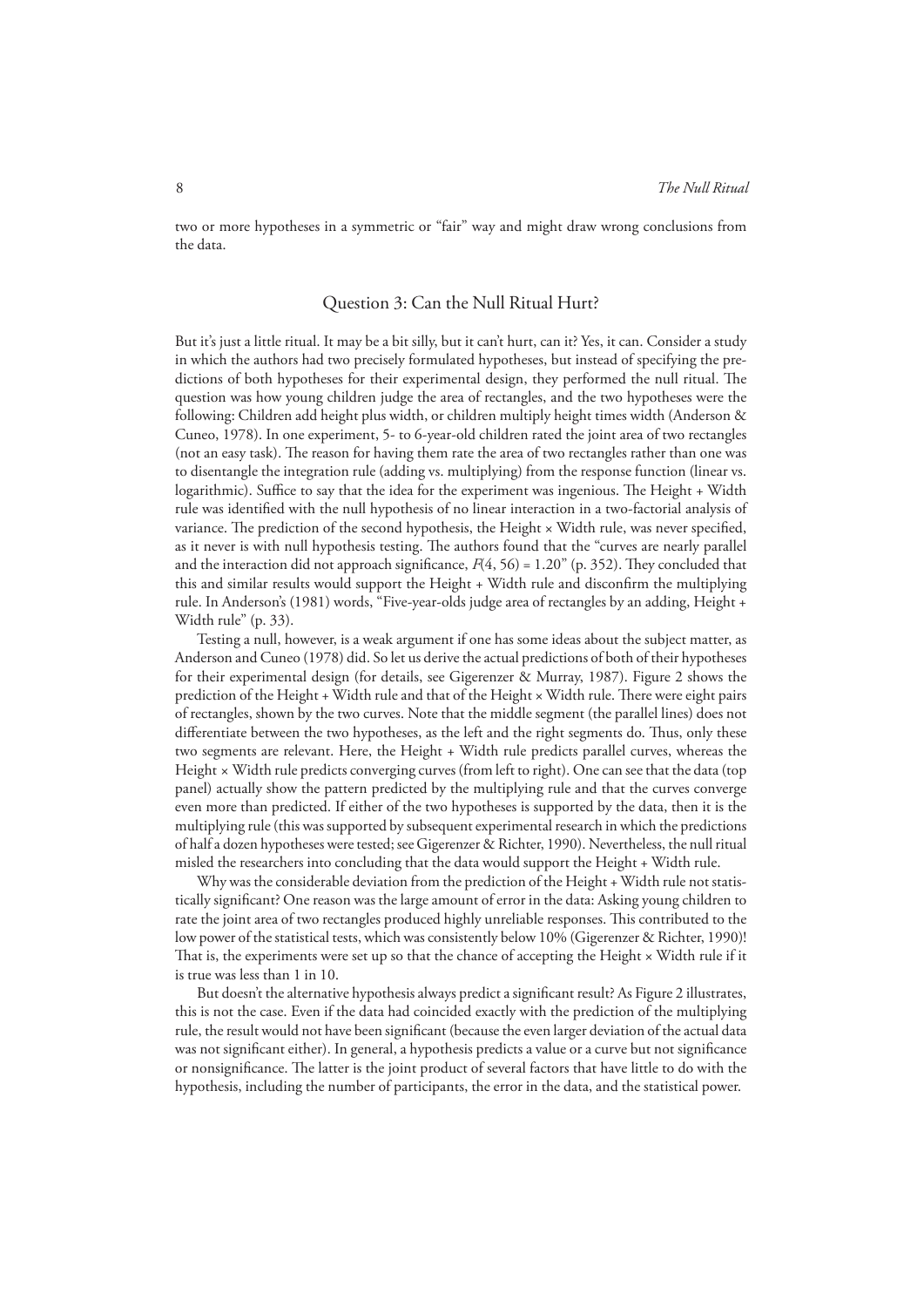two or more hypotheses in a symmetric or "fair" way and might draw wrong conclusions from the data.

## Question 3: Can the Null Ritual Hurt?

But it's just a little ritual. It may be a bit silly, but it can't hurt, can it? Yes, it can. Consider a study in which the authors had two precisely formulated hypotheses, but instead of specifying the predictions of both hypotheses for their experimental design, they performed the null ritual. The question was how young children judge the area of rectangles, and the two hypotheses were the following: Children add height plus width, or children multiply height times width (Anderson & Cuneo, 1978). In one experiment, 5- to 6-year-old children rated the joint area of two rectangles (not an easy task). The reason for having them rate the area of two rectangles rather than one was to disentangle the integration rule (adding vs. multiplying) from the response function (linear vs. logarithmic). Suffice to say that the idea for the experiment was ingenious. The Height + Width rule was identified with the null hypothesis of no linear interaction in a two-factorial analysis of variance. The prediction of the second hypothesis, the Height × Width rule, was never specified, as it never is with null hypothesis testing. The authors found that the "curves are nearly parallel and the interaction did not approach significance, $F(4, 56) = 1.20$" (p. 352). They concluded that this and similar results would support the Height + Width rule and disconfirm the multiplying rule. In Anderson's (1981) words, "Five-year-olds judge area of rectangles by an adding, Height + Width rule" (p. 33).

Testing a null, however, is a weak argument if one has some ideas about the subject matter, as Anderson and Cuneo (1978) did. So let us derive the actual predictions of both of their hypotheses for their experimental design (for details, see Gigerenzer & Murray, 1987). Figure 2 shows the prediction of the Height + Width rule and that of the Height × Width rule. There were eight pairs of rectangles, shown by the two curves. Note that the middle segment (the parallel lines) does not differentiate between the two hypotheses, as the left and the right segments do. Thus, only these two segments are relevant. Here, the Height + Width rule predicts parallel curves, whereas the Height × Width rule predicts converging curves (from left to right). One can see that the data (top panel) actually show the pattern predicted by the multiplying rule and that the curves converge even more than predicted. If either of the two hypotheses is supported by the data, then it is the multiplying rule (this was supported by subsequent experimental research in which the predictions of half a dozen hypotheses were tested; see Gigerenzer & Richter, 1990). Nevertheless, the null ritual misled the researchers into concluding that the data would support the Height + Width rule.

Why was the considerable deviation from the prediction of the Height + Width rule not statistically significant? One reason was the large amount of error in the data: Asking young children to rate the joint area of two rectangles produced highly unreliable responses. This contributed to the low power of the statistical tests, which was consistently below 10% (Gigerenzer & Richter, 1990)! That is, the experiments were set up so that the chance of accepting the Height × Width rule if it is true was less than 1 in 10.

But doesn't the alternative hypothesis always predict a significant result? As Figure 2 illustrates, this is not the case. Even if the data had coincided exactly with the prediction of the multiplying rule, the result would not have been significant (because the even larger deviation of the actual data was not significant either). In general, a hypothesis predicts a value or a curve but not significance or nonsignificance. The latter is the joint product of several factors that have little to do with the hypothesis, including the number of participants, the error in the data, and the statistical power.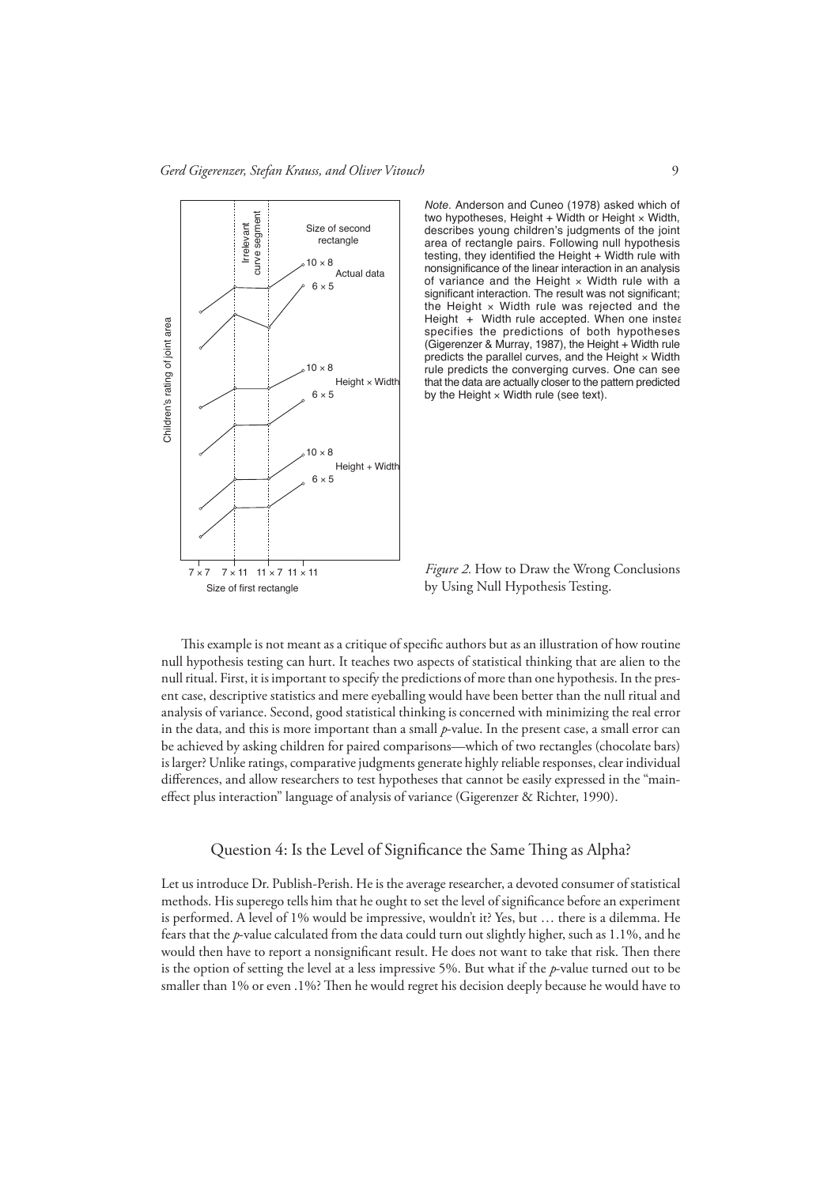*Note*. Anderson and Cuneo (1978) asked which of two hypotheses, Height + Width or Height × Width, describes young children's judgments of the joint area of rectangle pairs. Following null hypothesis testing, they identified the Height + Width rule with nonsignificance of the linear interaction in an analysis of variance and the Height × Width rule with a significant interaction. The result was not significant; the Height × Width rule was rejected and the Height + Width rule accepted. When one instead specifies the predictions of both hypotheses (Gigerenzer & Murray, 1987), the Height + Width rule predicts the parallel curves, and the Height × Width rule predicts the converging curves. One can see that the data are actually closer to the pattern predicted by the Height × Width rule (see text).

*Figure 2.* How to Draw the Wrong Conclusions by Using Null Hypothesis Testing.

This example is not meant as a critique of specific authors but as an illustration of how routine null hypothesis testing can hurt. It teaches two aspects of statistical thinking that are alien to the null ritual. First, it is important to specify the predictions of more than one hypothesis. In the present case, descriptive statistics and mere eyeballing would have been better than the null ritual and analysis of variance. Second, good statistical thinking is concerned with minimizing the real error in the data, and this is more important than a small *p*-value. In the present case, a small error can be achieved by asking children for paired comparisons—which of two rectangles (chocolate bars) is larger? Unlike ratings, comparative judgments generate highly reliable responses, clear individual differences, and allow researchers to test hypotheses that cannot be easily expressed in the "main-effect plus interaction" language of analysis of variance (Gigerenzer & Richter, 1990).

## Question 4: Is the Level of Significance the Same Thing as Alpha?

Let us introduce Dr. Publish-Perish. He is the average researcher, a devoted consumer of statistical methods. His superego tells him that he ought to set the level of significance before an experiment is performed. A level of 1% would be impressive, wouldn't it? Yes, but … there is a dilemma. He fears that the *p*-value calculated from the data could turn out slightly higher, such as 1.1%, and he would then have to report a nonsignificant result. He does not want to take that risk. Then there is the option of setting the level at a less impressive 5%. But what if the *p*-value turned out to be smaller than 1% or even .1%? Then he would regret his decision deeply because he would have to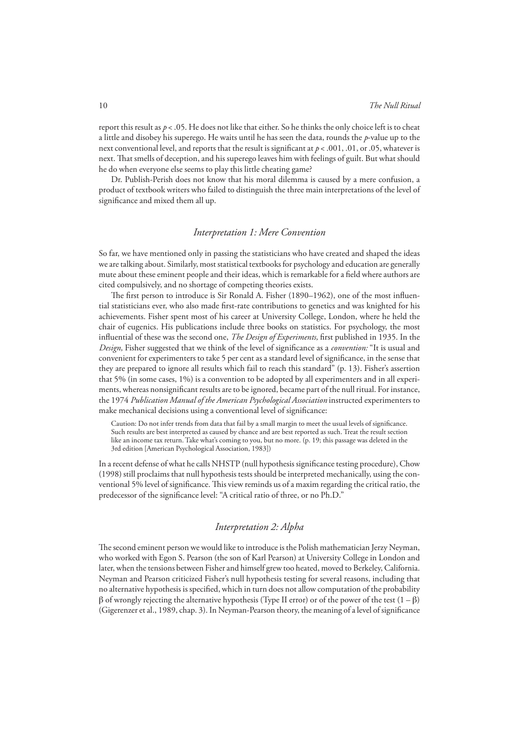report this result as $p < .05$. He does not like that either. So he thinks the only choice left is to cheat a little and disobey his superego. He waits until he has seen the data, rounds the $p$-value up to the next conventional level, and reports that the result is significant at $p < .001$, .01, or .05, whatever is next. That smells of deception, and his superego leaves him with feelings of guilt. But what should he do when everyone else seems to play this little cheating game?

Dr. Publish-Perish does not know that his moral dilemma is caused by a mere confusion, a product of textbook writers who failed to distinguish the three main interpretations of the level of significance and mixed them all up.

## *Interpretation 1: Mere Convention*

So far, we have mentioned only in passing the statisticians who have created and shaped the ideas we are talking about. Similarly, most statistical textbooks for psychology and education are generally mute about these eminent people and their ideas, which is remarkable for a field where authors are cited compulsively, and no shortage of competing theories exists.

The first person to introduce is Sir Ronald A. Fisher (1890–1962), one of the most influential statisticians ever, who also made first-rate contributions to genetics and was knighted for his achievements. Fisher spent most of his career at University College, London, where he held the chair of eugenics. His publications include three books on statistics. For psychology, the most influential of these was the second one, *The Design of Experiments,* first published in 1935. In the *Design,* Fisher suggested that we think of the level of significance as a *convention:* "It is usual and convenient for experimenters to take 5 per cent as a standard level of significance, in the sense that they are prepared to ignore all results which fail to reach this standard" (p. 13). Fisher's assertion that 5% (in some cases, 1%) is a convention to be adopted by all experimenters and in all experiments, whereas nonsignificant results are to be ignored, became part of the null ritual. For instance, the 1974 *Publication Manual of the American Psychological Association* instructed experimenters to make mechanical decisions using a conventional level of significance:

> Caution: Do not infer trends from data that fail by a small margin to meet the usual levels of significance. Such results are best interpreted as caused by chance and are best reported as such. Treat the result section like an income tax return. Take what's coming to you, but no more. (p. 19; this passage was deleted in the 3rd edition [American Psychological Association, 1983])

In a recent defense of what he calls NHSTP (null hypothesis significance testing procedure), Chow (1998) still proclaims that null hypothesis tests should be interpreted mechanically, using the conventional 5% level of significance. This view reminds us of a maxim regarding the critical ratio, the predecessor of the significance level: "A critical ratio of three, or no Ph.D."

## *Interpretation 2: Alpha*

The second eminent person we would like to introduce is the Polish mathematician Jerzy Neyman, who worked with Egon S. Pearson (the son of Karl Pearson) at University College in London and later, when the tensions between Fisher and himself grew too heated, moved to Berkeley, California. Neyman and Pearson criticized Fisher's null hypothesis testing for several reasons, including that no alternative hypothesis is specified, which in turn does not allow computation of the probability $\beta$ of wrongly rejecting the alternative hypothesis (Type II error) or of the power of the test $(1 - \beta)$ (Gigerenzer et al., 1989, chap. 3). In Neyman-Pearson theory, the meaning of a level of significance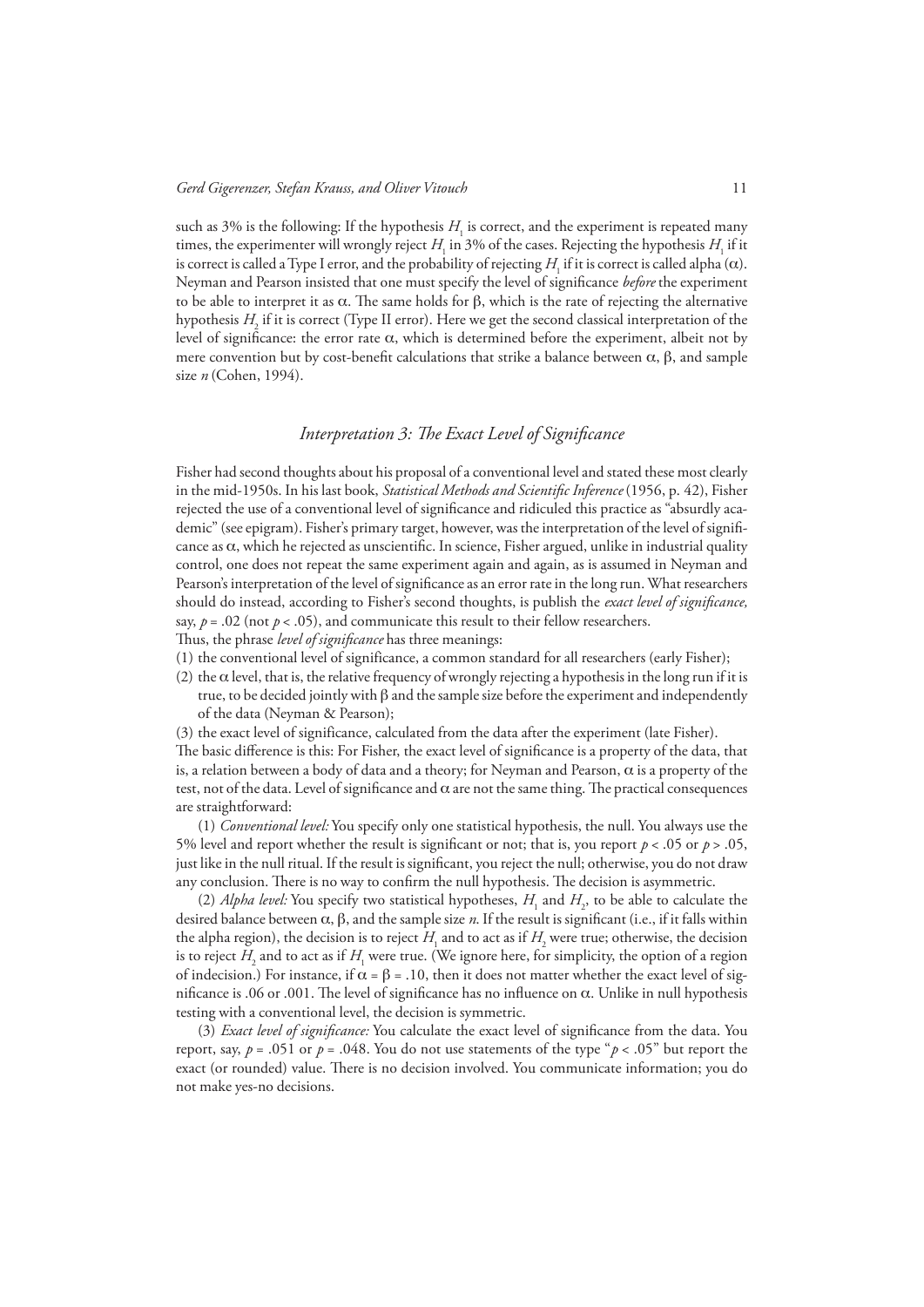such as 3% is the following: If the hypothesis $H_1$ is correct, and the experiment is repeated many times, the experimenter will wrongly reject $H_1$ in 3% of the cases. Rejecting the hypothesis $H_1$ if it is correct is called a Type I error, and the probability of rejecting $H_1$ if it is correct is called alpha ($\alpha$). Neyman and Pearson insisted that one must specify the level of significance *before* the experiment to be able to interpret it as $\alpha$. The same holds for $\beta$, which is the rate of rejecting the alternative hypothesis $H_2$ if it is correct (Type II error). Here we get the second classical interpretation of the level of significance: the error rate $\alpha$, which is determined before the experiment, albeit not by mere convention but by cost-benefit calculations that strike a balance between $\alpha$, $\beta$, and sample size $n$ (Cohen, 1994).

### *Interpretation 3: The Exact Level of Significance*

Fisher had second thoughts about his proposal of a conventional level and stated these most clearly in the mid-1950s. In his last book, *Statistical Methods and Scientific Inference* (1956, p. 42), Fisher rejected the use of a conventional level of significance and ridiculed this practice as "absurdly academic" (see epigram). Fisher's primary target, however, was the interpretation of the level of significance as $\alpha$, which he rejected as unscientific. In science, Fisher argued, unlike in industrial quality control, one does not repeat the same experiment again and again, as is assumed in Neyman and Pearson's interpretation of the level of significance as an error rate in the long run. What researchers should do instead, according to Fisher's second thoughts, is publish the *exact level of significance,* say, $p = .02$ (not $p < .05$), and communicate this result to their fellow researchers.

Thus, the phrase *level of significance* has three meanings:

(1) the conventional level of significance, a common standard for all researchers (early Fisher);

(2) the $\alpha$ level, that is, the relative frequency of wrongly rejecting a hypothesis in the long run if it is true, to be decided jointly with $\beta$ and the sample size before the experiment and independently of the data (Neyman & Pearson);

(3) the exact level of significance, calculated from the data after the experiment (late Fisher).

The basic difference is this: For Fisher, the exact level of significance is a property of the data, that is, a relation between a body of data and a theory; for Neyman and Pearson, $\alpha$ is a property of the test, not of the data. Level of significance and $\alpha$ are not the same thing. The practical consequences are straightforward:

(1) *Conventional level:* You specify only one statistical hypothesis, the null. You always use the 5% level and report whether the result is significant or not; that is, you report $p < .05$ or $p > .05$, just like in the null ritual. If the result is significant, you reject the null; otherwise, you do not draw any conclusion. There is no way to confirm the null hypothesis. The decision is asymmetric.

(2) *Alpha level:* You specify two statistical hypotheses, $H_1$ and $H_2$, to be able to calculate the desired balance between $\alpha$, $\beta$, and the sample size $n$. If the result is significant (i.e., if it falls within the alpha region), the decision is to reject $H_1$ and to act as if $H_2$ were true; otherwise, the decision is to reject $H_2$ and to act as if $H_1$ were true. (We ignore here, for simplicity, the option of a region of indecision.) For instance, if $\alpha = \beta = .10$, then it does not matter whether the exact level of significance is .06 or .001. The level of significance has no influence on $\alpha$. Unlike in null hypothesis testing with a conventional level, the decision is symmetric.

(3) *Exact level of significance:* You calculate the exact level of significance from the data. You report, say, $p = .051$ or $p = .048$. You do not use statements of the type "$p < .05$" but report the exact (or rounded) value. There is no decision involved. You communicate information; you do not make yes-no decisions.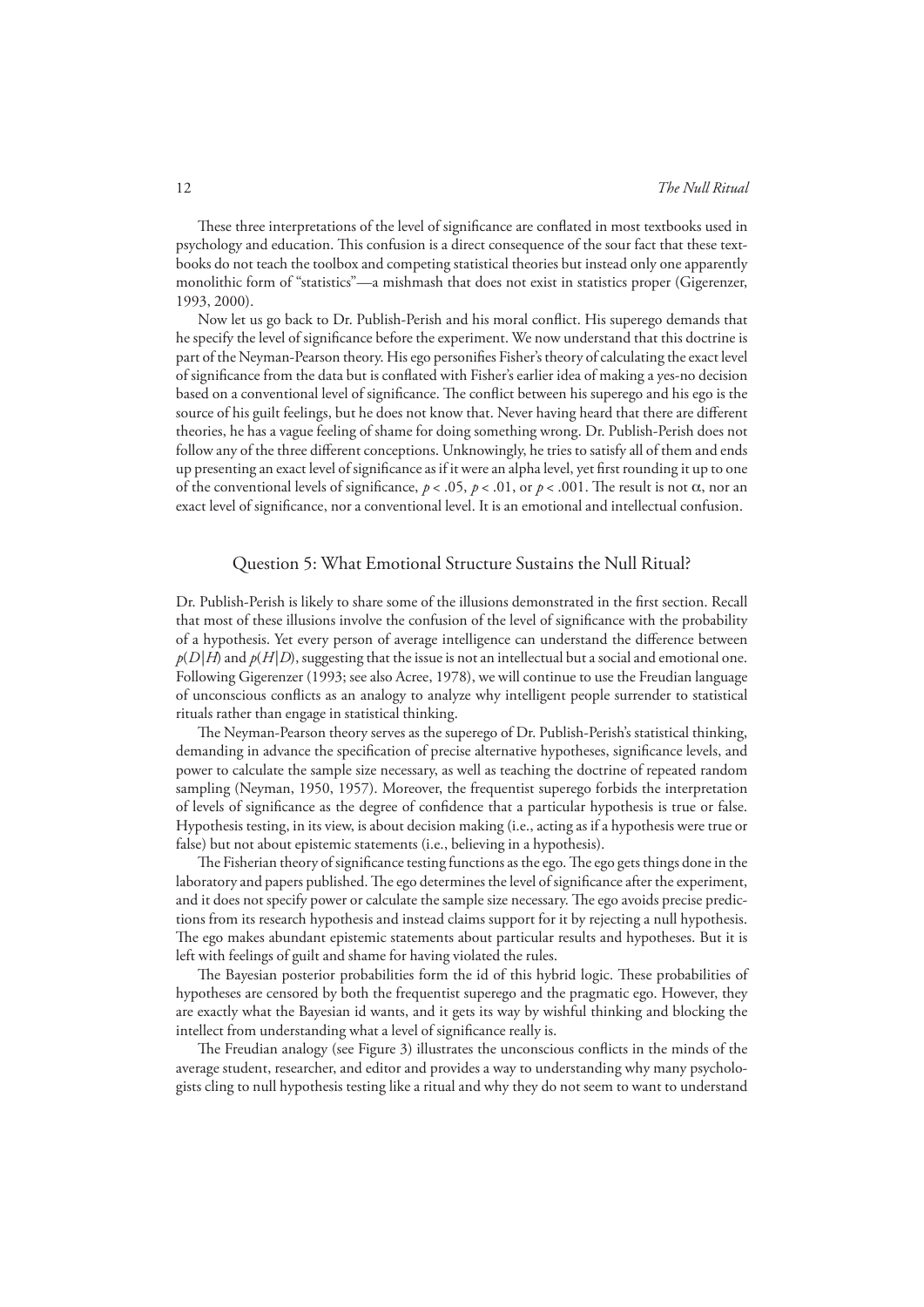These three interpretations of the level of significance are conflated in most textbooks used in psychology and education. This confusion is a direct consequence of the sour fact that these textbooks do not teach the toolbox and competing statistical theories but instead only one apparently monolithic form of "statistics"—a mishmash that does not exist in statistics proper (Gigerenzer, 1993, 2000).

Now let us go back to Dr. Publish-Perish and his moral conflict. His superego demands that he specify the level of significance before the experiment. We now understand that this doctrine is part of the Neyman-Pearson theory. His ego personifies Fisher's theory of calculating the exact level of significance from the data but is conflated with Fisher's earlier idea of making a yes-no decision based on a conventional level of significance. The conflict between his superego and his ego is the source of his guilt feelings, but he does not know that. Never having heard that there are different theories, he has a vague feeling of shame for doing something wrong. Dr. Publish-Perish does not follow any of the three different conceptions. Unknowingly, he tries to satisfy all of them and ends up presenting an exact level of significance as if it were an alpha level, yet first rounding it up to one of the conventional levels of significance, $p < .05$, $p < .01$, or $p < .001$. The result is not $\alpha$, nor an exact level of significance, nor a conventional level. It is an emotional and intellectual confusion.

## Question 5: What Emotional Structure Sustains the Null Ritual?

Dr. Publish-Perish is likely to share some of the illusions demonstrated in the first section. Recall that most of these illusions involve the confusion of the level of significance with the probability of a hypothesis. Yet every person of average intelligence can understand the difference between $p(D|H)$ and $p(H|D)$, suggesting that the issue is not an intellectual but a social and emotional one. Following Gigerenzer (1993; see also Acree, 1978), we will continue to use the Freudian language of unconscious conflicts as an analogy to analyze why intelligent people surrender to statistical rituals rather than engage in statistical thinking.

The Neyman-Pearson theory serves as the superego of Dr. Publish-Perish's statistical thinking, demanding in advance the specification of precise alternative hypotheses, significance levels, and power to calculate the sample size necessary, as well as teaching the doctrine of repeated random sampling (Neyman, 1950, 1957). Moreover, the frequentist superego forbids the interpretation of levels of significance as the degree of confidence that a particular hypothesis is true or false. Hypothesis testing, in its view, is about decision making (i.e., acting as if a hypothesis were true or false) but not about epistemic statements (i.e., believing in a hypothesis).

The Fisherian theory of significance testing functions as the ego. The ego gets things done in the laboratory and papers published. The ego determines the level of significance after the experiment, and it does not specify power or calculate the sample size necessary. The ego avoids precise predictions from its research hypothesis and instead claims support for it by rejecting a null hypothesis. The ego makes abundant epistemic statements about particular results and hypotheses. But it is left with feelings of guilt and shame for having violated the rules.

The Bayesian posterior probabilities form the id of this hybrid logic. These probabilities of hypotheses are censored by both the frequentist superego and the pragmatic ego. However, they are exactly what the Bayesian id wants, and it gets its way by wishful thinking and blocking the intellect from understanding what a level of significance really is.

The Freudian analogy (see Figure 3) illustrates the unconscious conflicts in the minds of the average student, researcher, and editor and provides a way to understanding why many psychologists cling to null hypothesis testing like a ritual and why they do not seem to want to understand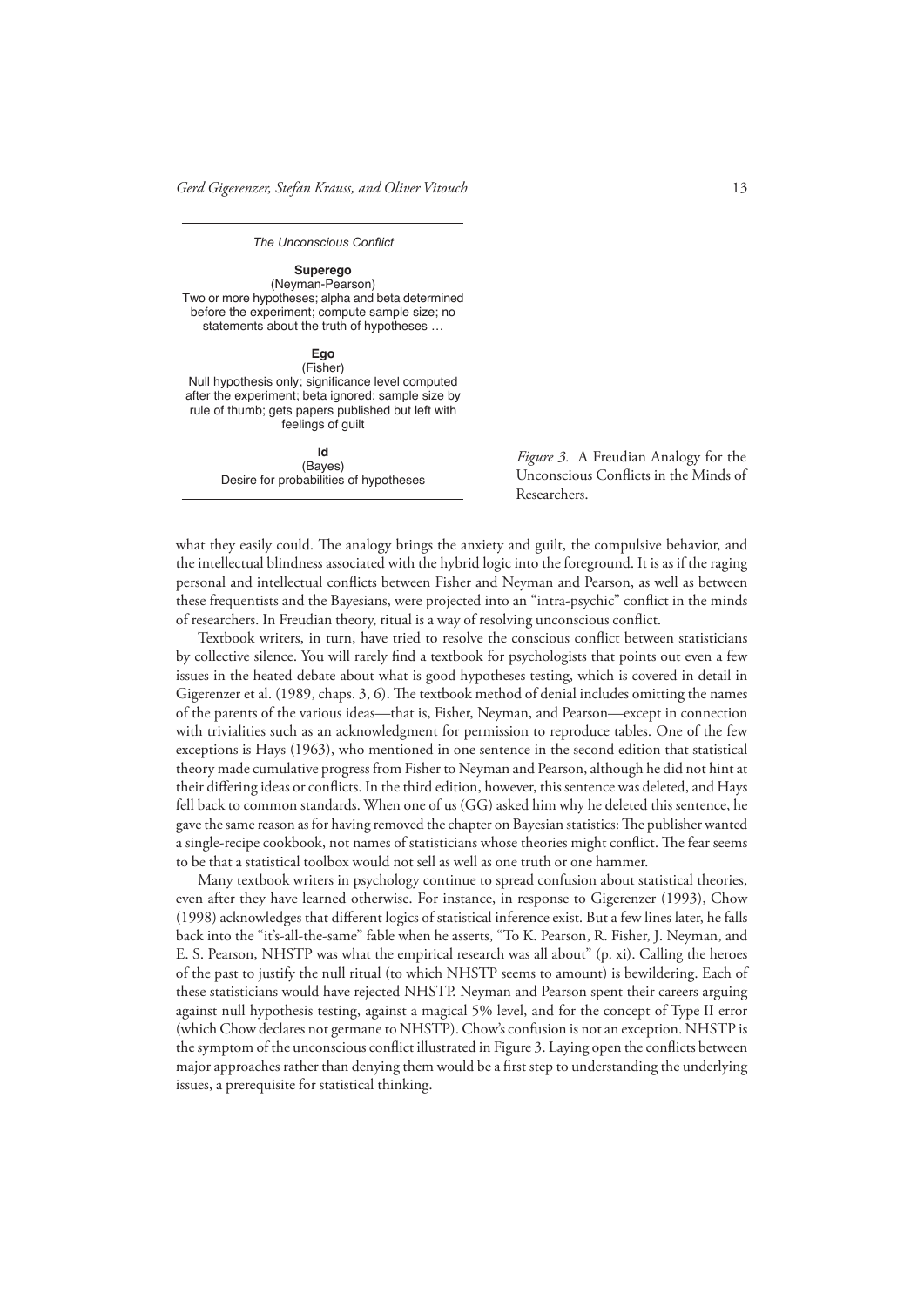*The Unconscious Conflict*

**Superego**
(Neyman-Pearson)
Two or more hypotheses; alpha and beta determined before the experiment; compute sample size; no statements about the truth of hypotheses …

**Ego**
(Fisher)
Null hypothesis only; significance level computed after the experiment; beta ignored; sample size by rule of thumb; gets papers published but left with feelings of guilt

**Id**
(Bayes)
Desire for probabilities of hypotheses

*Figure 3.* A Freudian Analogy for the Unconscious Conflicts in the Minds of Researchers.

what they easily could. The analogy brings the anxiety and guilt, the compulsive behavior, and the intellectual blindness associated with the hybrid logic into the foreground. It is as if the raging personal and intellectual conflicts between Fisher and Neyman and Pearson, as well as between these frequentists and the Bayesians, were projected into an "intra-psychic" conflict in the minds of researchers. In Freudian theory, ritual is a way of resolving unconscious conflict.

Textbook writers, in turn, have tried to resolve the conscious conflict between statisticians by collective silence. You will rarely find a textbook for psychologists that points out even a few issues in the heated debate about what is good hypotheses testing, which is covered in detail in Gigerenzer et al. (1989, chaps. 3, 6). The textbook method of denial includes omitting the names of the parents of the various ideas—that is, Fisher, Neyman, and Pearson—except in connection with trivialities such as an acknowledgment for permission to reproduce tables. One of the few exceptions is Hays (1963), who mentioned in one sentence in the second edition that statistical theory made cumulative progress from Fisher to Neyman and Pearson, although he did not hint at their differing ideas or conflicts. In the third edition, however, this sentence was deleted, and Hays fell back to common standards. When one of us (GG) asked him why he deleted this sentence, he gave the same reason as for having removed the chapter on Bayesian statistics: The publisher wanted a single-recipe cookbook, not names of statisticians whose theories might conflict. The fear seems to be that a statistical toolbox would not sell as well as one truth or one hammer.

Many textbook writers in psychology continue to spread confusion about statistical theories, even after they have learned otherwise. For instance, in response to Gigerenzer (1993), Chow (1998) acknowledges that different logics of statistical inference exist. But a few lines later, he falls back into the "it's-all-the-same" fable when he asserts, "To K. Pearson, R. Fisher, J. Neyman, and E. S. Pearson, NHSTP was what the empirical research was all about" (p. xi). Calling the heroes of the past to justify the null ritual (to which NHSTP seems to amount) is bewildering. Each of these statisticians would have rejected NHSTP. Neyman and Pearson spent their careers arguing against null hypothesis testing, against a magical 5% level, and for the concept of Type II error (which Chow declares not germane to NHSTP). Chow's confusion is not an exception. NHSTP is the symptom of the unconscious conflict illustrated in Figure 3. Laying open the conflicts between major approaches rather than denying them would be a first step to understanding the underlying issues, a prerequisite for statistical thinking.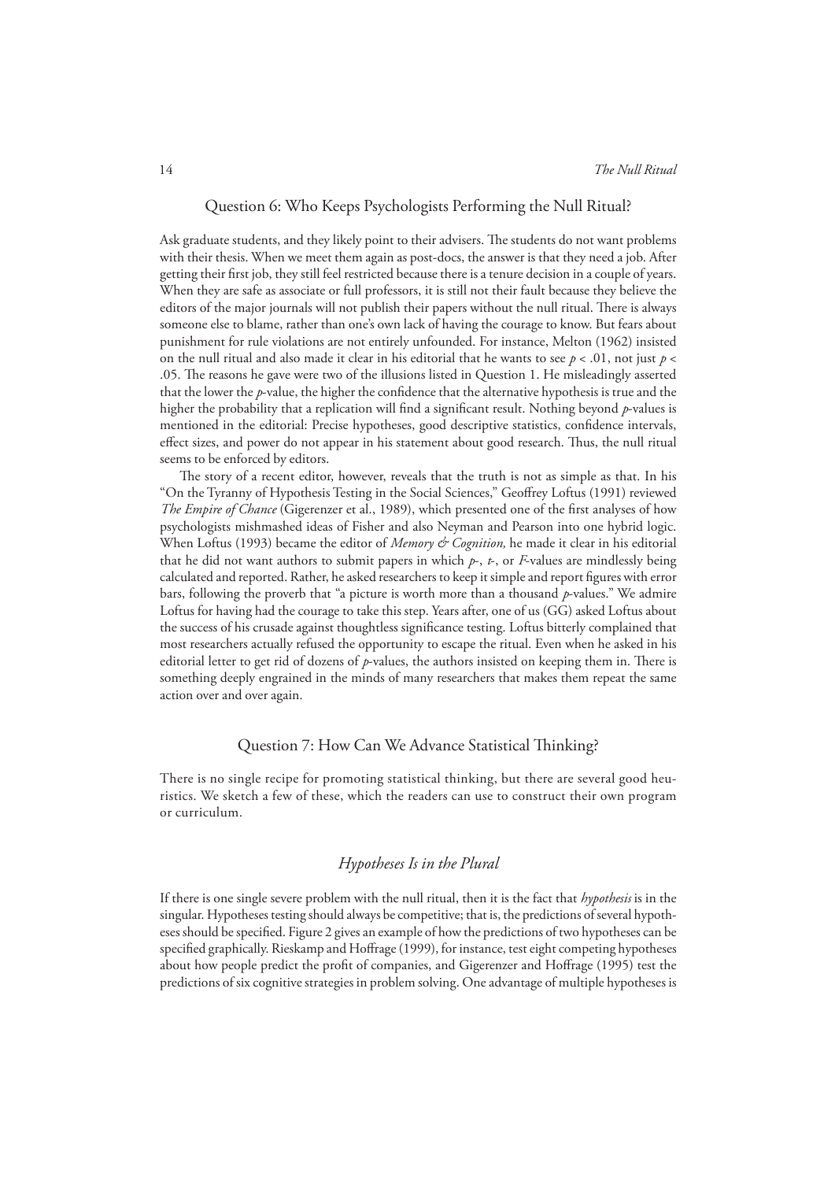## Question 6: Who Keeps Psychologists Performing the Null Ritual?

Ask graduate students, and they likely point to their advisers. The students do not want problems with their thesis. When we meet them again as post-docs, the answer is that they need a job. After getting their first job, they still feel restricted because there is a tenure decision in a couple of years. When they are safe as associate or full professors, it is still not their fault because they believe the editors of the major journals will not publish their papers without the null ritual. There is always someone else to blame, rather than one's own lack of having the courage to know. But fears about punishment for rule violations are not entirely unfounded. For instance, Melton (1962) insisted on the null ritual and also made it clear in his editorial that he wants to see $p < .01$, not just $p < .05$. The reasons he gave were two of the illusions listed in Question 1. He misleadingly asserted that the lower the $p$-value, the higher the confidence that the alternative hypothesis is true and the higher the probability that a replication will find a significant result. Nothing beyond $p$-values is mentioned in the editorial: Precise hypotheses, good descriptive statistics, confidence intervals, effect sizes, and power do not appear in his statement about good research. Thus, the null ritual seems to be enforced by editors.

The story of a recent editor, however, reveals that the truth is not as simple as that. In his "On the Tyranny of Hypothesis Testing in the Social Sciences," Geoffrey Loftus (1991) reviewed *The Empire of Chance* (Gigerenzer et al., 1989), which presented one of the first analyses of how psychologists mishmashed ideas of Fisher and also Neyman and Pearson into one hybrid logic. When Loftus (1993) became the editor of *Memory & Cognition,* he made it clear in his editorial that he did not want authors to submit papers in which $p$-, $t$-, or $F$-values are mindlessly being calculated and reported. Rather, he asked researchers to keep it simple and report figures with error bars, following the proverb that "a picture is worth more than a thousand $p$-values." We admire Loftus for having had the courage to take this step. Years after, one of us (GG) asked Loftus about the success of his crusade against thoughtless significance testing. Loftus bitterly complained that most researchers actually refused the opportunity to escape the ritual. Even when he asked in his editorial letter to get rid of dozens of $p$-values, the authors insisted on keeping them in. There is something deeply engrained in the minds of many researchers that makes them repeat the same action over and over again.

## Question 7: How Can We Advance Statistical Thinking?

There is no single recipe for promoting statistical thinking, but there are several good heuristics. We sketch a few of these, which the readers can use to construct their own program or curriculum.

### *Hypotheses Is in the Plural*

If there is one single severe problem with the null ritual, then it is the fact that *hypothesis* is in the singular. Hypotheses testing should always be competitive; that is, the predictions of several hypotheses should be specified. Figure 2 gives an example of how the predictions of two hypotheses can be specified graphically. Rieskamp and Hoffrage (1999), for instance, test eight competing hypotheses about how people predict the profit of companies, and Gigerenzer and Hoffrage (1995) test the predictions of six cognitive strategies in problem solving. One advantage of multiple hypotheses is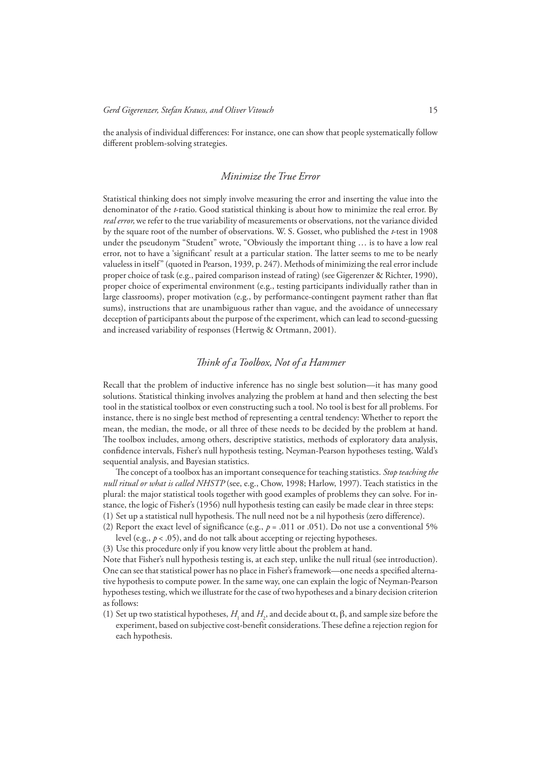the analysis of individual differences: For instance, one can show that people systematically follow different problem-solving strategies.

## *Minimize the True Error*

Statistical thinking does not simply involve measuring the error and inserting the value into the denominator of the *t*-ratio. Good statistical thinking is about how to minimize the real error. By *real error,* we refer to the true variability of measurements or observations, not the variance divided by the square root of the number of observations. W. S. Gosset, who published the *t*-test in 1908 under the pseudonym "Student" wrote, "Obviously the important thing … is to have a low real error, not to have a 'significant' result at a particular station. The latter seems to me to be nearly valueless in itself" (quoted in Pearson, 1939, p. 247). Methods of minimizing the real error include proper choice of task (e.g., paired comparison instead of rating) (see Gigerenzer & Richter, 1990), proper choice of experimental environment (e.g., testing participants individually rather than in large classrooms), proper motivation (e.g., by performance-contingent payment rather than flat sums), instructions that are unambiguous rather than vague, and the avoidance of unnecessary deception of participants about the purpose of the experiment, which can lead to second-guessing and increased variability of responses (Hertwig & Ortmann, 2001).

## *Think of a Toolbox, Not of a Hammer*

Recall that the problem of inductive inference has no single best solution—it has many good solutions. Statistical thinking involves analyzing the problem at hand and then selecting the best tool in the statistical toolbox or even constructing such a tool. No tool is best for all problems. For instance, there is no single best method of representing a central tendency: Whether to report the mean, the median, the mode, or all three of these needs to be decided by the problem at hand. The toolbox includes, among others, descriptive statistics, methods of exploratory data analysis, confidence intervals, Fisher's null hypothesis testing, Neyman-Pearson hypotheses testing, Wald's sequential analysis, and Bayesian statistics.

The concept of a toolbox has an important consequence for teaching statistics. *Stop teaching the null ritual or what is called NHSTP* (see, e.g., Chow, 1998; Harlow, 1997). Teach statistics in the plural: the major statistical tools together with good examples of problems they can solve. For instance, the logic of Fisher's (1956) null hypothesis testing can easily be made clear in three steps:

(1) Set up a statistical null hypothesis. The null need not be a nil hypothesis (zero difference).
(2) Report the exact level of significance (e.g., $p = .011$ or $.051$). Do not use a conventional 5% level (e.g., $p < .05$), and do not talk about accepting or rejecting hypotheses.
(3) Use this procedure only if you know very little about the problem at hand.

Note that Fisher's null hypothesis testing is, at each step, unlike the null ritual (see introduction). One can see that statistical power has no place in Fisher's framework—one needs a specified alternative hypothesis to compute power. In the same way, one can explain the logic of Neyman-Pearson hypotheses testing, which we illustrate for the case of two hypotheses and a binary decision criterion as follows:

(1) Set up two statistical hypotheses, $H_1$ and $H_2$, and decide about $\alpha$, $\beta$, and sample size before the experiment, based on subjective cost-benefit considerations. These define a rejection region for each hypothesis.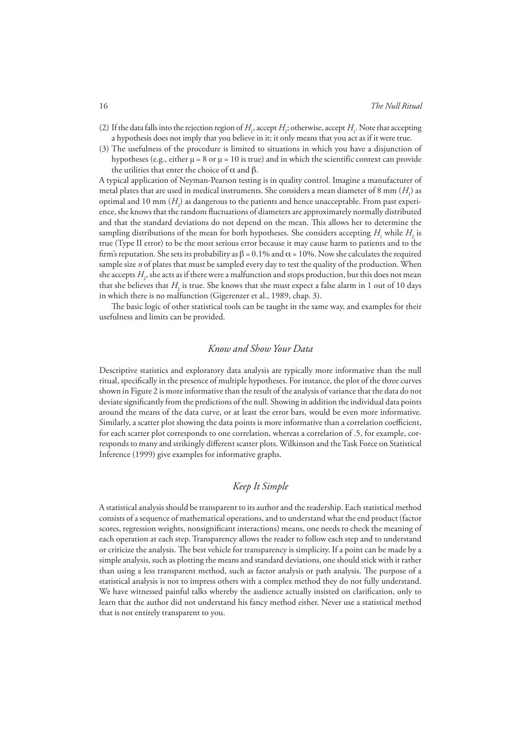(2) If the data falls into the rejection region of $H_1$, accept $H_2$; otherwise, accept $H_1$. Note that accepting a hypothesis does not imply that you believe in it; it only means that you act as if it were true.

(3) The usefulness of the procedure is limited to situations in which you have a disjunction of hypotheses (e.g., either $\mu = 8$ or $\mu = 10$ is true) and in which the scientific context can provide the utilities that enter the choice of $\alpha$ and $\beta$.

A typical application of Neyman-Pearson testing is in quality control. Imagine a manufacturer of metal plates that are used in medical instruments. She considers a mean diameter of 8 mm ($H_1$) as optimal and 10 mm ($H_2$) as dangerous to the patients and hence unacceptable. From past experience, she knows that the random fluctuations of diameters are approximately normally distributed and that the standard deviations do not depend on the mean. This allows her to determine the sampling distributions of the mean for both hypotheses. She considers accepting $H_1$ while $H_2$ is true (Type II error) to be the most serious error because it may cause harm to patients and to the firm's reputation. She sets its probability as $\beta = 0.1\%$ and $\alpha = 10\%$. Now she calculates the required sample size *n* of plates that must be sampled every day to test the quality of the production. When she accepts $H_2$, she acts as if there were a malfunction and stops production, but this does not mean that she believes that $H_2$ is true. She knows that she must expect a false alarm in 1 out of 10 days in which there is no malfunction (Gigerenzer et al., 1989, chap. 3).

The basic logic of other statistical tools can be taught in the same way, and examples for their usefulness and limits can be provided.

## *Know and Show Your Data*

Descriptive statistics and exploratory data analysis are typically more informative than the null ritual, specifically in the presence of multiple hypotheses. For instance, the plot of the three curves shown in Figure 2 is more informative than the result of the analysis of variance that the data do not deviate significantly from the predictions of the null. Showing in addition the individual data points around the means of the data curve, or at least the error bars, would be even more informative. Similarly, a scatter plot showing the data points is more informative than a correlation coefficient, for each scatter plot corresponds to one correlation, whereas a correlation of .5, for example, corresponds to many and strikingly different scatter plots. Wilkinson and the Task Force on Statistical Inference (1999) give examples for informative graphs.

## *Keep It Simple*

A statistical analysis should be transparent to its author and the readership. Each statistical method consists of a sequence of mathematical operations, and to understand what the end product (factor scores, regression weights, nonsignificant interactions) means, one needs to check the meaning of each operation at each step. Transparency allows the reader to follow each step and to understand or criticize the analysis. The best vehicle for transparency is simplicity. If a point can be made by a simple analysis, such as plotting the means and standard deviations, one should stick with it rather than using a less transparent method, such as factor analysis or path analysis. The purpose of a statistical analysis is not to impress others with a complex method they do not fully understand. We have witnessed painful talks whereby the audience actually insisted on clarification, only to learn that the author did not understand his fancy method either. Never use a statistical method that is not entirely transparent to you.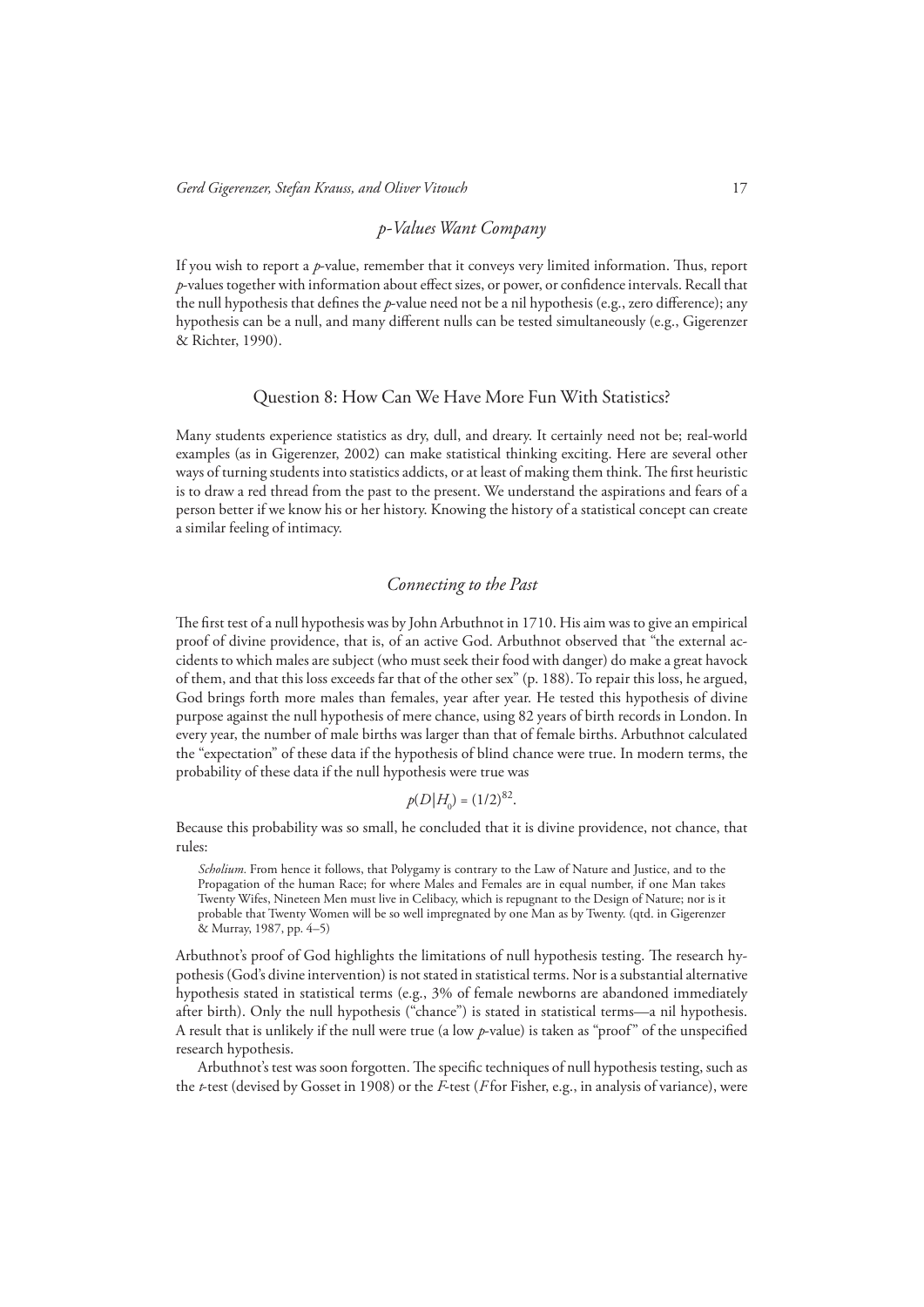### *p*-Values Want Company

If you wish to report a *p*-value, remember that it conveys very limited information. Thus, report *p*-values together with information about effect sizes, or power, or confidence intervals. Recall that the null hypothesis that defines the *p*-value need not be a nil hypothesis (e.g., zero difference); any hypothesis can be a null, and many different nulls can be tested simultaneously (e.g., Gigerenzer & Richter, 1990).

## Question 8: How Can We Have More Fun With Statistics?

Many students experience statistics as dry, dull, and dreary. It certainly need not be; real-world examples (as in Gigerenzer, 2002) can make statistical thinking exciting. Here are several other ways of turning students into statistics addicts, or at least of making them think. The first heuristic is to draw a red thread from the past to the present. We understand the aspirations and fears of a person better if we know his or her history. Knowing the history of a statistical concept can create a similar feeling of intimacy.

### *Connecting to the Past*

The first test of a null hypothesis was by John Arbuthnot in 1710. His aim was to give an empirical proof of divine providence, that is, of an active God. Arbuthnot observed that "the external accidents to which males are subject (who must seek their food with danger) do make a great havock of them, and that this loss exceeds far that of the other sex" (p. 188). To repair this loss, he argued, God brings forth more males than females, year after year. He tested this hypothesis of divine purpose against the null hypothesis of mere chance, using 82 years of birth records in London. In every year, the number of male births was larger than that of female births. Arbuthnot calculated the "expectation" of these data if the hypothesis of blind chance were true. In modern terms, the probability of these data if the null hypothesis were true was

$$p(D|H_0) = (1/2)^{82}.$$

Because this probability was so small, he concluded that it is divine providence, not chance, that rules:

> *Scholium.* From hence it follows, that Polygamy is contrary to the Law of Nature and Justice, and to the Propagation of the human Race; for where Males and Females are in equal number, if one Man takes Twenty Wifes, Nineteen Men must live in Celibacy, which is repugnant to the Design of Nature; nor is it probable that Twenty Women will be so well impregnated by one Man as by Twenty. (qtd. in Gigerenzer & Murray, 1987, pp. 4–5)

Arbuthnot's proof of God highlights the limitations of null hypothesis testing. The research hypothesis (God's divine intervention) is not stated in statistical terms. Nor is a substantial alternative hypothesis stated in statistical terms (e.g., 3% of female newborns are abandoned immediately after birth). Only the null hypothesis ("chance") is stated in statistical terms—a nil hypothesis. A result that is unlikely if the null were true (a low *p*-value) is taken as "proof" of the unspecified research hypothesis.

Arbuthnot's test was soon forgotten. The specific techniques of null hypothesis testing, such as the *t*-test (devised by Gosset in 1908) or the *F*-test (*F* for Fisher, e.g., in analysis of variance), were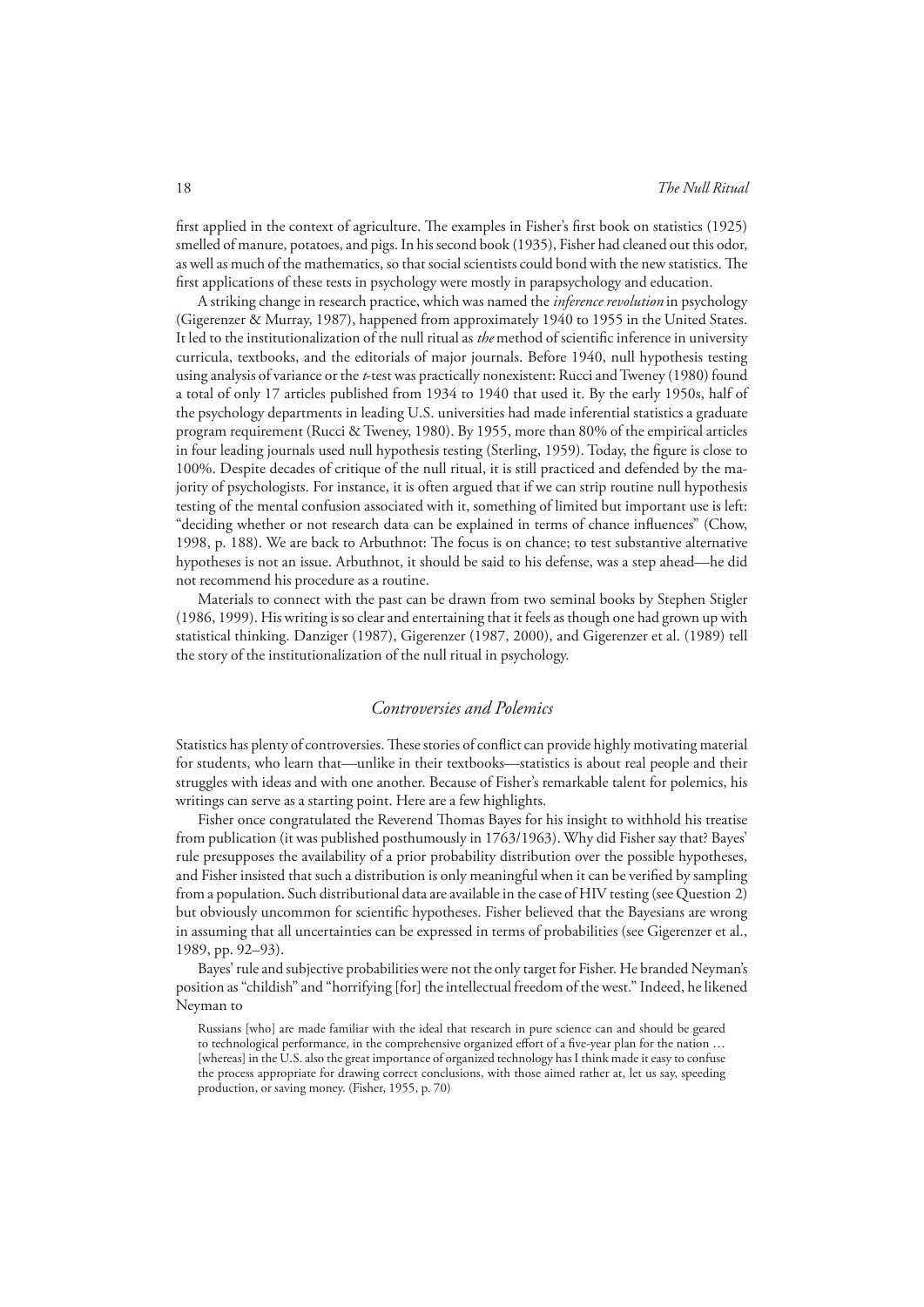first applied in the context of agriculture. The examples in Fisher's first book on statistics (1925) smelled of manure, potatoes, and pigs. In his second book (1935), Fisher had cleaned out this odor, as well as much of the mathematics, so that social scientists could bond with the new statistics. The first applications of these tests in psychology were mostly in parapsychology and education.

A striking change in research practice, which was named the *inference revolution* in psychology (Gigerenzer & Murray, 1987), happened from approximately 1940 to 1955 in the United States. It led to the institutionalization of the null ritual as *the* method of scientific inference in university curricula, textbooks, and the editorials of major journals. Before 1940, null hypothesis testing using analysis of variance or the *t*-test was practically nonexistent: Rucci and Tweney (1980) found a total of only 17 articles published from 1934 to 1940 that used it. By the early 1950s, half of the psychology departments in leading U.S. universities had made inferential statistics a graduate program requirement (Rucci & Tweney, 1980). By 1955, more than 80% of the empirical articles in four leading journals used null hypothesis testing (Sterling, 1959). Today, the figure is close to 100%. Despite decades of critique of the null ritual, it is still practiced and defended by the majority of psychologists. For instance, it is often argued that if we can strip routine null hypothesis testing of the mental confusion associated with it, something of limited but important use is left: "deciding whether or not research data can be explained in terms of chance influences" (Chow, 1998, p. 188). We are back to Arbuthnot: The focus is on chance; to test substantive alternative hypotheses is not an issue. Arbuthnot, it should be said to his defense, was a step ahead—he did not recommend his procedure as a routine.

Materials to connect with the past can be drawn from two seminal books by Stephen Stigler (1986, 1999). His writing is so clear and entertaining that it feels as though one had grown up with statistical thinking. Danziger (1987), Gigerenzer (1987, 2000), and Gigerenzer et al. (1989) tell the story of the institutionalization of the null ritual in psychology.

## *Controversies and Polemics*

Statistics has plenty of controversies. These stories of conflict can provide highly motivating material for students, who learn that—unlike in their textbooks—statistics is about real people and their struggles with ideas and with one another. Because of Fisher's remarkable talent for polemics, his writings can serve as a starting point. Here are a few highlights.

Fisher once congratulated the Reverend Thomas Bayes for his insight to withhold his treatise from publication (it was published posthumously in 1763/1963). Why did Fisher say that? Bayes' rule presupposes the availability of a prior probability distribution over the possible hypotheses, and Fisher insisted that such a distribution is only meaningful when it can be verified by sampling from a population. Such distributional data are available in the case of HIV testing (see Question 2) but obviously uncommon for scientific hypotheses. Fisher believed that the Bayesians are wrong in assuming that all uncertainties can be expressed in terms of probabilities (see Gigerenzer et al., 1989, pp. 92–93).

Bayes' rule and subjective probabilities were not the only target for Fisher. He branded Neyman's position as "childish" and "horrifying [for] the intellectual freedom of the west." Indeed, he likened Neyman to

> Russians [who] are made familiar with the ideal that research in pure science can and should be geared to technological performance, in the comprehensive organized effort of a five-year plan for the nation … [whereas] in the U.S. also the great importance of organized technology has I think made it easy to confuse the process appropriate for drawing correct conclusions, with those aimed rather at, let us say, speeding production, or saving money. (Fisher, 1955, p. 70)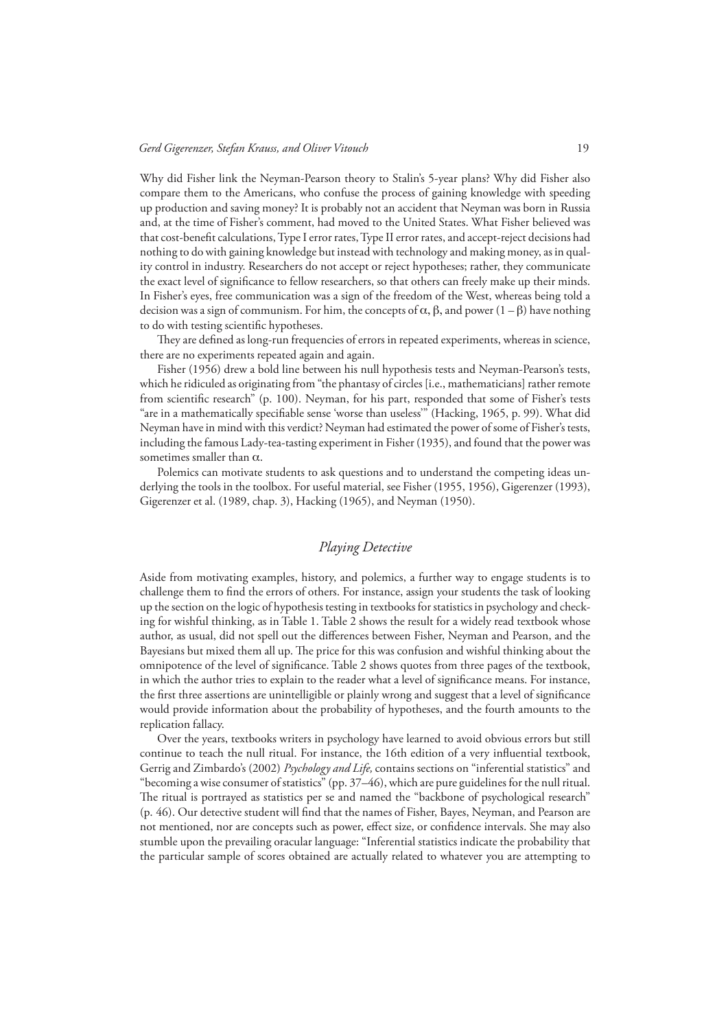Why did Fisher link the Neyman-Pearson theory to Stalin's 5-year plans? Why did Fisher also compare them to the Americans, who confuse the process of gaining knowledge with speeding up production and saving money? It is probably not an accident that Neyman was born in Russia and, at the time of Fisher's comment, had moved to the United States. What Fisher believed was that cost-benefit calculations, Type I error rates, Type II error rates, and accept-reject decisions had nothing to do with gaining knowledge but instead with technology and making money, as in quality control in industry. Researchers do not accept or reject hypotheses; rather, they communicate the exact level of significance to fellow researchers, so that others can freely make up their minds. In Fisher's eyes, free communication was a sign of the freedom of the West, whereas being told a decision was a sign of communism. For him, the concepts of $\alpha$, $\beta$, and power $(1 - \beta)$ have nothing to do with testing scientific hypotheses.

They are defined as long-run frequencies of errors in repeated experiments, whereas in science, there are no experiments repeated again and again.

Fisher (1956) drew a bold line between his null hypothesis tests and Neyman-Pearson's tests, which he ridiculed as originating from "the phantasy of circles [i.e., mathematicians] rather remote from scientific research" (p. 100). Neyman, for his part, responded that some of Fisher's tests "are in a mathematically specifiable sense 'worse than useless'" (Hacking, 1965, p. 99). What did Neyman have in mind with this verdict? Neyman had estimated the power of some of Fisher's tests, including the famous Lady-tea-tasting experiment in Fisher (1935), and found that the power was sometimes smaller than $\alpha$.

Polemics can motivate students to ask questions and to understand the competing ideas underlying the tools in the toolbox. For useful material, see Fisher (1955, 1956), Gigerenzer (1993), Gigerenzer et al. (1989, chap. 3), Hacking (1965), and Neyman (1950).

## *Playing Detective*

Aside from motivating examples, history, and polemics, a further way to engage students is to challenge them to find the errors of others. For instance, assign your students the task of looking up the section on the logic of hypothesis testing in textbooks for statistics in psychology and checking for wishful thinking, as in Table 1. Table 2 shows the result for a widely read textbook whose author, as usual, did not spell out the differences between Fisher, Neyman and Pearson, and the Bayesians but mixed them all up. The price for this was confusion and wishful thinking about the omnipotence of the level of significance. Table 2 shows quotes from three pages of the textbook, in which the author tries to explain to the reader what a level of significance means. For instance, the first three assertions are unintelligible or plainly wrong and suggest that a level of significance would provide information about the probability of hypotheses, and the fourth amounts to the replication fallacy.

Over the years, textbooks writers in psychology have learned to avoid obvious errors but still continue to teach the null ritual. For instance, the 16th edition of a very influential textbook, Gerrig and Zimbardo's (2002) *Psychology and Life,* contains sections on "inferential statistics" and "becoming a wise consumer of statistics" (pp. 37–46), which are pure guidelines for the null ritual. The ritual is portrayed as statistics per se and named the "backbone of psychological research" (p. 46). Our detective student will find that the names of Fisher, Bayes, Neyman, and Pearson are not mentioned, nor are concepts such as power, effect size, or confidence intervals. She may also stumble upon the prevailing oracular language: "Inferential statistics indicate the probability that the particular sample of scores obtained are actually related to whatever you are attempting to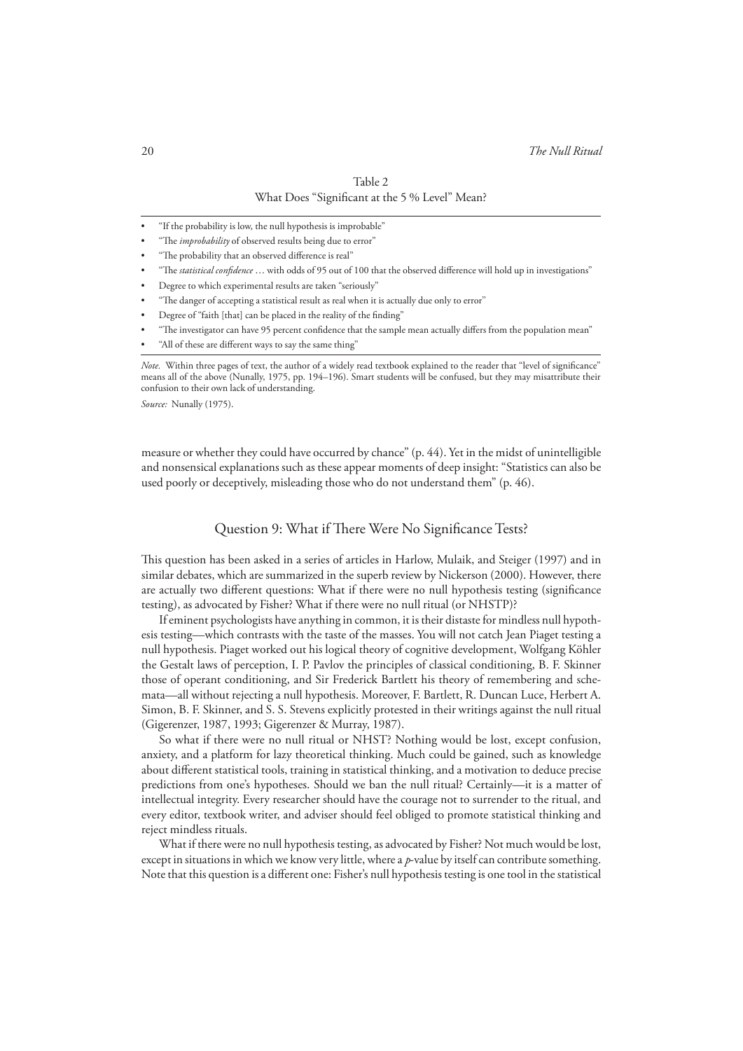Table 2
What Does "Significant at the 5 % Level" Mean?

- "If the probability is low, the null hypothesis is improbable"
- "The *improbability* of observed results being due to error"
- "The probability that an observed difference is real"
- "The *statistical confidence* … with odds of 95 out of 100 that the observed difference will hold up in investigations"
- Degree to which experimental results are taken "seriously"
- "The danger of accepting a statistical result as real when it is actually due only to error"
- Degree of "faith [that] can be placed in the reality of the finding"
- "The investigator can have 95 percent confidence that the sample mean actually differs from the population mean"
- "All of these are different ways to say the same thing"

*Note.* Within three pages of text, the author of a widely read textbook explained to the reader that "level of significance" means all of the above (Nunally, 1975, pp. 194–196). Smart students will be confused, but they may misattribute their confusion to their own lack of understanding.

*Source:* Nunally (1975).

measure or whether they could have occurred by chance" (p. 44). Yet in the midst of unintelligible and nonsensical explanations such as these appear moments of deep insight: "Statistics can also be used poorly or deceptively, misleading those who do not understand them" (p. 46).

## Question 9: What if There Were No Significance Tests?

This question has been asked in a series of articles in Harlow, Mulaik, and Steiger (1997) and in similar debates, which are summarized in the superb review by Nickerson (2000). However, there are actually two different questions: What if there were no null hypothesis testing (significance testing), as advocated by Fisher? What if there were no null ritual (or NHSTP)?

If eminent psychologists have anything in common, it is their distaste for mindless null hypothesis testing—which contrasts with the taste of the masses. You will not catch Jean Piaget testing a null hypothesis. Piaget worked out his logical theory of cognitive development, Wolfgang Köhler the Gestalt laws of perception, I. P. Pavlov the principles of classical conditioning, B. F. Skinner those of operant conditioning, and Sir Frederick Bartlett his theory of remembering and schemata—all without rejecting a null hypothesis. Moreover, F. Bartlett, R. Duncan Luce, Herbert A. Simon, B. F. Skinner, and S. S. Stevens explicitly protested in their writings against the null ritual (Gigerenzer, 1987, 1993; Gigerenzer & Murray, 1987).

So what if there were no null ritual or NHST? Nothing would be lost, except confusion, anxiety, and a platform for lazy theoretical thinking. Much could be gained, such as knowledge about different statistical tools, training in statistical thinking, and a motivation to deduce precise predictions from one's hypotheses. Should we ban the null ritual? Certainly—it is a matter of intellectual integrity. Every researcher should have the courage not to surrender to the ritual, and every editor, textbook writer, and adviser should feel obliged to promote statistical thinking and reject mindless rituals.

What if there were no null hypothesis testing, as advocated by Fisher? Not much would be lost, except in situations in which we know very little, where a $p$-value by itself can contribute something. Note that this question is a different one: Fisher's null hypothesis testing is one tool in the statistical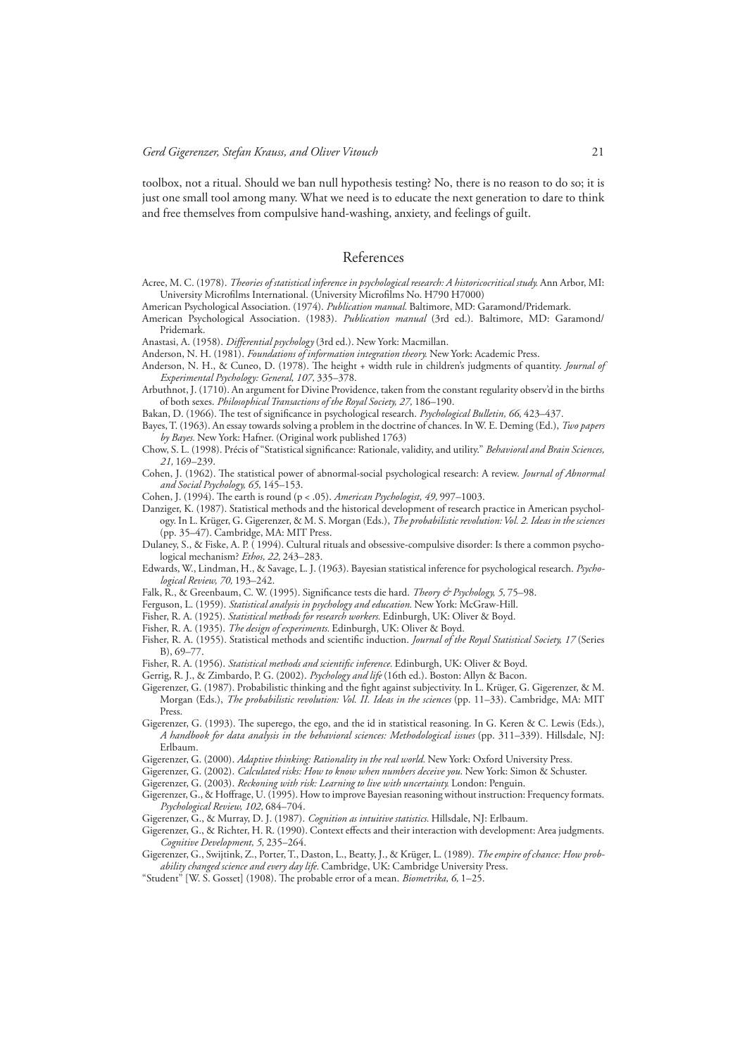toolbox, not a ritual. Should we ban null hypothesis testing? No, there is no reason to do so; it is just one small tool among many. What we need is to educate the next generation to dare to think and free themselves from compulsive hand-washing, anxiety, and feelings of guilt.

## References

Acree, M. C. (1978). *Theories of statistical inference in psychological research: A historicocritical study.* Ann Arbor, MI: University Microfilms International. (University Microfilms No. H790 H7000)

American Psychological Association. (1974). *Publication manual.* Baltimore, MD: Garamond/Pridemark.

American Psychological Association. (1983). *Publication manual* (3rd ed.). Baltimore, MD: Garamond/Pridemark.

Anastasi, A. (1958). *Differential psychology* (3rd ed.). New York: Macmillan.

Anderson, N. H. (1981). *Foundations of information integration theory.* New York: Academic Press.

Anderson, N. H., & Cuneo, D. (1978). The height + width rule in children's judgments of quantity. *Journal of Experimental Psychology: General, 107,* 335–378.

Arbuthnot, J. (1710). An argument for Divine Providence, taken from the constant regularity observ'd in the births of both sexes. *Philosophical Transactions of the Royal Society, 27,* 186–190.

Bakan, D. (1966). The test of significance in psychological research. *Psychological Bulletin, 66,* 423–437.

Bayes, T. (1963). An essay towards solving a problem in the doctrine of chances. In W. E. Deming (Ed.), *Two papers by Bayes.* New York: Hafner. (Original work published 1763)

Chow, S. L. (1998). Précis of "Statistical significance: Rationale, validity, and utility." *Behavioral and Brain Sciences, 21,* 169–239.

Cohen, J. (1962). The statistical power of abnormal-social psychological research: A review. *Journal of Abnormal and Social Psychology, 65,* 145–153.

Cohen, J. (1994). The earth is round ($p < .05$). *American Psychologist, 49,* 997–1003.

Danziger, K. (1987). Statistical methods and the historical development of research practice in American psychology. In L. Krüger, G. Gigerenzer, & M. S. Morgan (Eds.), *The probabilistic revolution: Vol. 2. Ideas in the sciences* (pp. 35–47). Cambridge, MA: MIT Press.

Dulaney, S., & Fiske, A. P. ( 1994). Cultural rituals and obsessive-compulsive disorder: Is there a common psychological mechanism? *Ethos, 22,* 243–283.

Edwards, W., Lindman, H., & Savage, L. J. (1963). Bayesian statistical inference for psychological research. *Psychological Review, 70,* 193–242.

Falk, R., & Greenbaum, C. W. (1995). Significance tests die hard. *Theory & Psychology, 5,* 75–98.

Ferguson, L. (1959). *Statistical analysis in psychology and education.* New York: McGraw-Hill.

Fisher, R. A. (1925). *Statistical methods for research workers.* Edinburgh, UK: Oliver & Boyd.

Fisher, R. A. (1935). *The design of experiments.* Edinburgh, UK: Oliver & Boyd.

Fisher, R. A. (1955). Statistical methods and scientific induction. *Journal of the Royal Statistical Society, 17* (Series B), 69–77.

Fisher, R. A. (1956). *Statistical methods and scientific inference.* Edinburgh, UK: Oliver & Boyd.

Gerrig, R. J., & Zimbardo, P. G. (2002). *Psychology and life* (16th ed.). Boston: Allyn & Bacon.

Gigerenzer, G. (1987). Probabilistic thinking and the fight against subjectivity. In L. Krüger, G. Gigerenzer, & M. Morgan (Eds.), *The probabilistic revolution: Vol. II. Ideas in the sciences* (pp. 11–33). Cambridge, MA: MIT Press.

Gigerenzer, G. (1993). The superego, the ego, and the id in statistical reasoning. In G. Keren & C. Lewis (Eds.), *A handbook for data analysis in the behavioral sciences: Methodological issues* (pp. 311–339). Hillsdale, NJ: Erlbaum.

Gigerenzer, G. (2000). *Adaptive thinking: Rationality in the real world.* New York: Oxford University Press.

Gigerenzer, G. (2002). *Calculated risks: How to know when numbers deceive you.* New York: Simon & Schuster.

Gigerenzer, G. (2003). *Reckoning with risk: Learning to live with uncertainty.* London: Penguin.

Gigerenzer, G., & Hoffrage, U. (1995). How to improve Bayesian reasoning without instruction: Frequency formats. *Psychological Review, 102,* 684–704.

Gigerenzer, G., & Murray, D. J. (1987). *Cognition as intuitive statistics.* Hillsdale, NJ: Erlbaum.

Gigerenzer, G., & Richter, H. R. (1990). Context effects and their interaction with development: Area judgments. *Cognitive Development, 5,* 235–264.

Gigerenzer, G., Swijtink, Z., Porter, T., Daston, L., Beatty, J., & Krüger, L. (1989). *The empire of chance: How probability changed science and every day life.* Cambridge, UK: Cambridge University Press.

"Student" [W. S. Gosset] (1908). The probable error of a mean. *Biometrika, 6,* 1–25.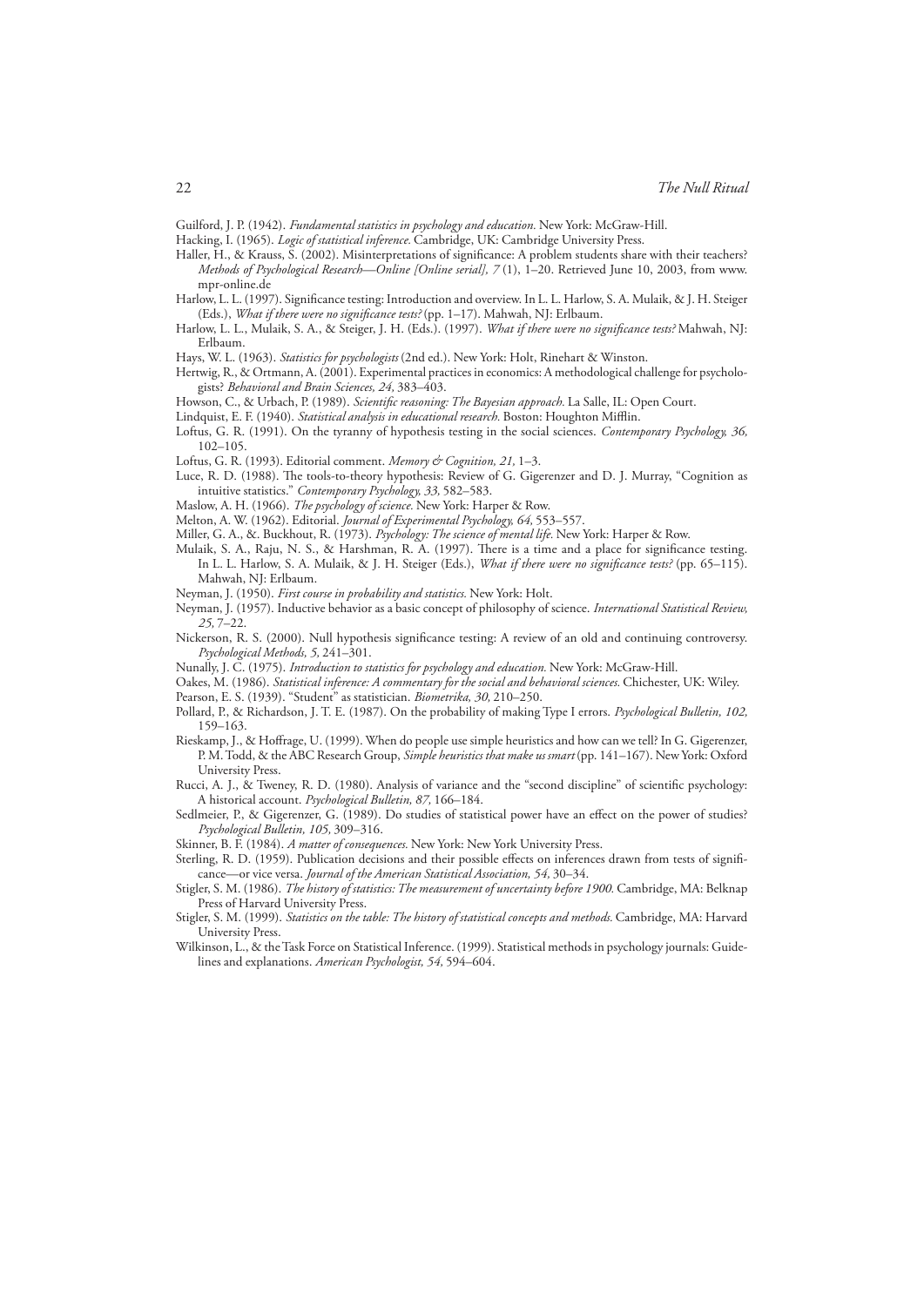Guilford, J. P. (1942). *Fundamental statistics in psychology and education.* New York: McGraw-Hill.

Hacking, I. (1965). *Logic of statistical inference.* Cambridge, UK: Cambridge University Press.

Haller, H., & Krauss, S. (2002). Misinterpretations of significance: A problem students share with their teachers? *Methods of Psychological Research—Online [Online serial], 7* (1), 1–20. Retrieved June 10, 2003, from www.mpr-online.de

Harlow, L. L. (1997). Significance testing: Introduction and overview. In L. L. Harlow, S. A. Mulaik, & J. H. Steiger (Eds.), *What if there were no significance tests?* (pp. 1–17). Mahwah, NJ: Erlbaum.

Harlow, L. L., Mulaik, S. A., & Steiger, J. H. (Eds.). (1997). *What if there were no significance tests?* Mahwah, NJ: Erlbaum.

Hays, W. L. (1963). *Statistics for psychologists* (2nd ed.). New York: Holt, Rinehart & Winston.

Hertwig, R., & Ortmann, A. (2001). Experimental practices in economics: A methodological challenge for psychologists? *Behavioral and Brain Sciences, 24,* 383–403.

Howson, C., & Urbach, P. (1989). *Scientific reasoning: The Bayesian approach.* La Salle, IL: Open Court.

Lindquist, E. F. (1940). *Statistical analysis in educational research.* Boston: Houghton Mifflin.

Loftus, G. R. (1991). On the tyranny of hypothesis testing in the social sciences. *Contemporary Psychology, 36,* 102–105.

Loftus, G. R. (1993). Editorial comment. *Memory & Cognition, 21,* 1–3.

Luce, R. D. (1988). The tools-to-theory hypothesis: Review of G. Gigerenzer and D. J. Murray, "Cognition as intuitive statistics." *Contemporary Psychology, 33,* 582–583.

Maslow, A. H. (1966). *The psychology of science.* New York: Harper & Row.

Melton, A. W. (1962). Editorial. *Journal of Experimental Psychology, 64,* 553–557.

Miller, G. A., &. Buckhout, R. (1973). *Psychology: The science of mental life.* New York: Harper & Row.

Mulaik, S. A., Raju, N. S., & Harshman, R. A. (1997). There is a time and a place for significance testing. In L. L. Harlow, S. A. Mulaik, & J. H. Steiger (Eds.), *What if there were no significance tests?* (pp. 65–115). Mahwah, NJ: Erlbaum.

Neyman, J. (1950). *First course in probability and statistics.* New York: Holt.

Neyman, J. (1957). Inductive behavior as a basic concept of philosophy of science. *International Statistical Review, 25,* 7–22.

Nickerson, R. S. (2000). Null hypothesis significance testing: A review of an old and continuing controversy. *Psychological Methods, 5,* 241–301.

Nunally, J. C. (1975). *Introduction to statistics for psychology and education.* New York: McGraw-Hill.

Oakes, M. (1986). *Statistical inference: A commentary for the social and behavioral sciences.* Chichester, UK: Wiley.

Pearson, E. S. (1939). "Student" as statistician. *Biometrika, 30,* 210–250.

Pollard, P., & Richardson, J. T. E. (1987). On the probability of making Type I errors. *Psychological Bulletin, 102,* 159–163.

Rieskamp, J., & Hoffrage, U. (1999). When do people use simple heuristics and how can we tell? In G. Gigerenzer, P. M. Todd, & the ABC Research Group, *Simple heuristics that make us smart* (pp. 141–167). New York: Oxford University Press.

Rucci, A. J., & Tweney, R. D. (1980). Analysis of variance and the "second discipline" of scientific psychology: A historical account. *Psychological Bulletin, 87,* 166–184.

Sedlmeier, P., & Gigerenzer, G. (1989). Do studies of statistical power have an effect on the power of studies? *Psychological Bulletin, 105,* 309–316.

Skinner, B. F. (1984). *A matter of consequences.* New York: New York University Press.

Sterling, R. D. (1959). Publication decisions and their possible effects on inferences drawn from tests of significance—or vice versa. *Journal of the American Statistical Association, 54,* 30–34.

Stigler, S. M. (1986). *The history of statistics: The measurement of uncertainty before 1900.* Cambridge, MA: Belknap Press of Harvard University Press.

Stigler, S. M. (1999). *Statistics on the table: The history of statistical concepts and methods.* Cambridge, MA: Harvard University Press.

Wilkinson, L., & the Task Force on Statistical Inference. (1999). Statistical methods in psychology journals: Guidelines and explanations. *American Psychologist, 54,* 594–604.